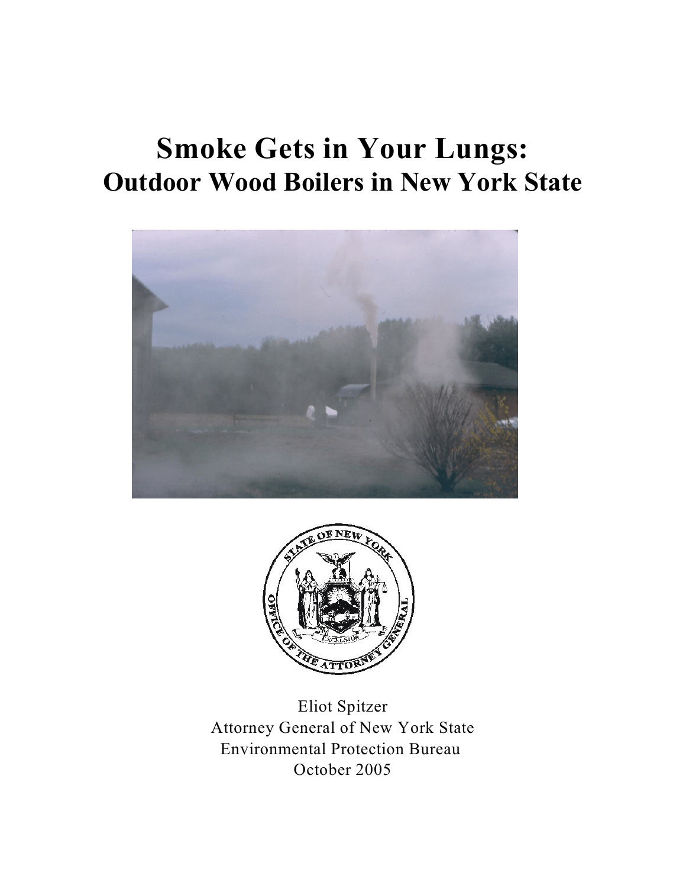# Smoke Gets in Your Lungs:
## Outdoor Wood Boilers in New York State

Eliot Spitzer
Attorney General of New York State
Environmental Protection Bureau
October 2005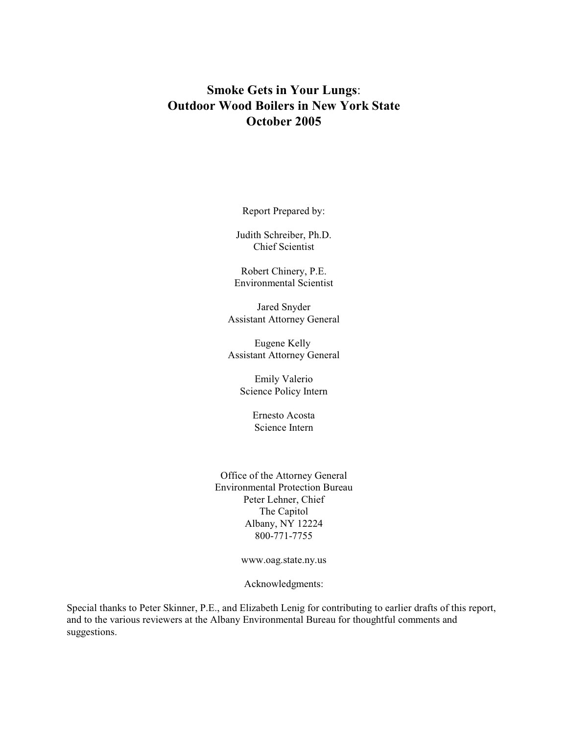# **Smoke Gets in Your Lungs**: Outdoor Wood Boilers in New York State October 2005

Report Prepared by:

Judith Schreiber, Ph.D.
Chief Scientist

Robert Chinery, P.E.
Environmental Scientist

Jared Snyder
Assistant Attorney General

Eugene Kelly
Assistant Attorney General

Emily Valerio
Science Policy Intern

Ernesto Acosta
Science Intern

Office of the Attorney General
Environmental Protection Bureau
Peter Lehner, Chief
The Capitol
Albany, NY 12224
800-771-7755

www.oag.state.ny.us

Acknowledgments:

Special thanks to Peter Skinner, P.E., and Elizabeth Lenig for contributing to earlier drafts of this report, and to the various reviewers at the Albany Environmental Bureau for thoughtful comments and suggestions.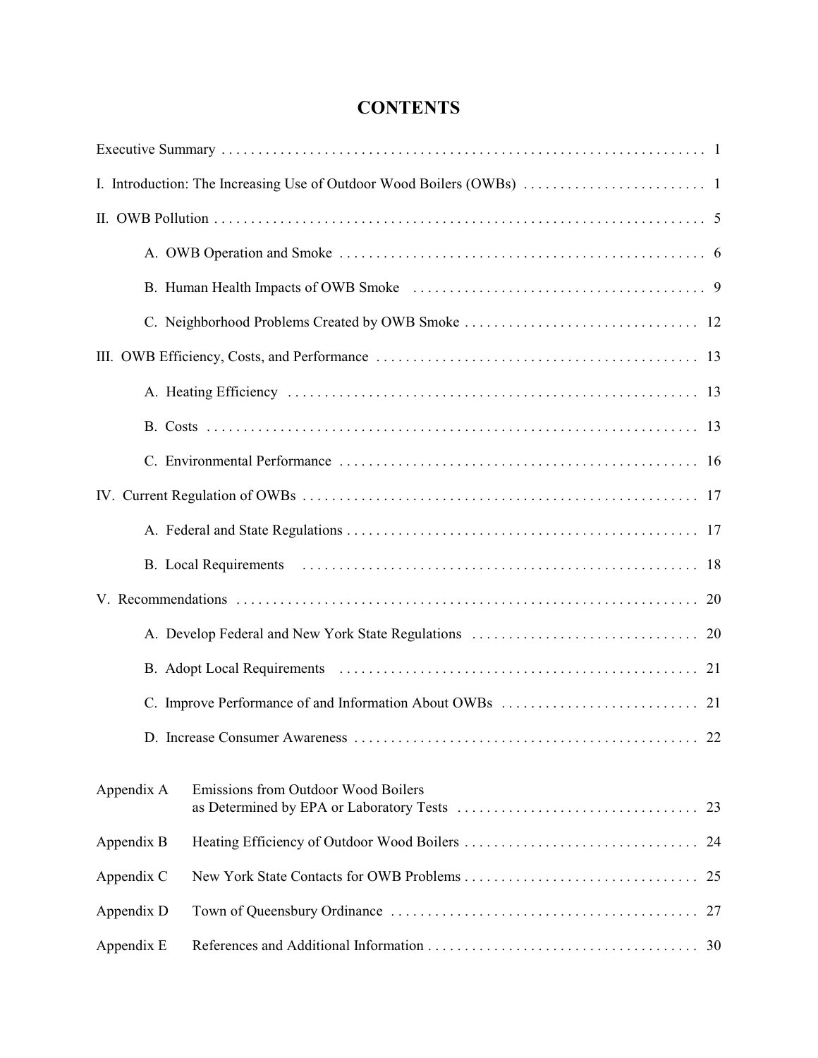# CONTENTS

| | |
|---|---|
| Executive Summary | 1 |
| I. Introduction: The Increasing Use of Outdoor Wood Boilers (OWBs) | 1 |
| II. OWB Pollution | 5 |
| A. OWB Operation and Smoke | 6 |
| B. Human Health Impacts of OWB Smoke | 9 |
| C. Neighborhood Problems Created by OWB Smoke | 12 |
| III. OWB Efficiency, Costs, and Performance | 13 |
| A. Heating Efficiency | 13 |
| B. Costs | 13 |
| C. Environmental Performance | 16 |
| IV. Current Regulation of OWBs | 17 |
| A. Federal and State Regulations | 17 |
| B. Local Requirements | 18 |
| V. Recommendations | 20 |
| A. Develop Federal and New York State Regulations | 20 |
| B. Adopt Local Requirements | 21 |
| C. Improve Performance of and Information About OWBs | 21 |
| D. Increase Consumer Awareness | 22 |
| Appendix A Emissions from Outdoor Wood Boilers as Determined by EPA or Laboratory Tests | 23 |
| Appendix B Heating Efficiency of Outdoor Wood Boilers | 24 |
| Appendix C New York State Contacts for OWB Problems | 25 |
| Appendix D Town of Queensbury Ordinance | 27 |
| Appendix E References and Additional Information | 30 |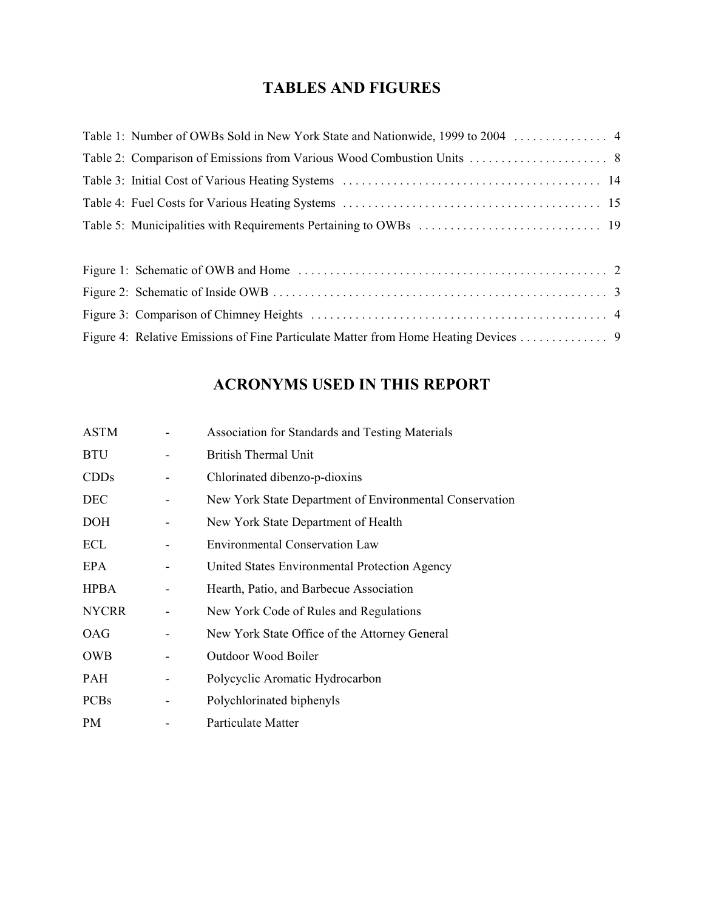## TABLES AND FIGURES

Table 1: Number of OWBs Sold in New York State and Nationwide, 1999 to 2004 . . . . . . . . . . . . . . . 4
Table 2: Comparison of Emissions from Various Wood Combustion Units . . . . . . . . . . . . . . . . . . . . . . 8
Table 3: Initial Cost of Various Heating Systems . . . . . . . . . . . . . . . . . . . . . . . . . . . . . . . . . . . . . . . . . 14
Table 4: Fuel Costs for Various Heating Systems . . . . . . . . . . . . . . . . . . . . . . . . . . . . . . . . . . . . . . . . . 15
Table 5: Municipalities with Requirements Pertaining to OWBs . . . . . . . . . . . . . . . . . . . . . . . . . . . . . 19

Figure 1: Schematic of OWB and Home . . . . . . . . . . . . . . . . . . . . . . . . . . . . . . . . . . . . . . . . . . . . . . . . 2
Figure 2: Schematic of Inside OWB . . . . . . . . . . . . . . . . . . . . . . . . . . . . . . . . . . . . . . . . . . . . . . . . . . . . 3
Figure 3: Comparison of Chimney Heights . . . . . . . . . . . . . . . . . . . . . . . . . . . . . . . . . . . . . . . . . . . . . . . 4
Figure 4: Relative Emissions of Fine Particulate Matter from Home Heating Devices . . . . . . . . . . . . . . 9

## ACRONYMS USED IN THIS REPORT

| | | |
|---|---|---|
| ASTM | - | Association for Standards and Testing Materials |
| BTU | - | British Thermal Unit |
| CDDs | - | Chlorinated dibenzo-p-dioxins |
| DEC | - | New York State Department of Environmental Conservation |
| DOH | - | New York State Department of Health |
| ECL | - | Environmental Conservation Law |
| EPA | - | United States Environmental Protection Agency |
| HPBA | - | Hearth, Patio, and Barbecue Association |
| NYCRR | - | New York Code of Rules and Regulations |
| OAG | - | New York State Office of the Attorney General |
| OWB | - | Outdoor Wood Boiler |
| PAH | - | Polycyclic Aromatic Hydrocarbon |
| PCBs | - | Polychlorinated biphenyls |
| PM | - | Particulate Matter |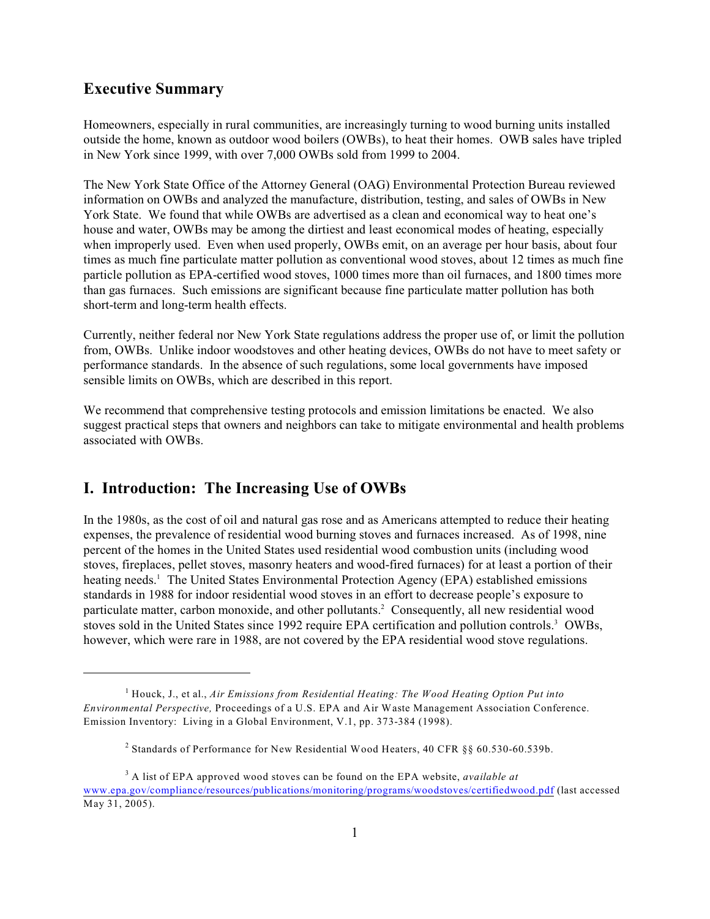## Executive Summary

Homeowners, especially in rural communities, are increasingly turning to wood burning units installed outside the home, known as outdoor wood boilers (OWBs), to heat their homes. OWB sales have tripled in New York since 1999, with over 7,000 OWBs sold from 1999 to 2004.

The New York State Office of the Attorney General (OAG) Environmental Protection Bureau reviewed information on OWBs and analyzed the manufacture, distribution, testing, and sales of OWBs in New York State. We found that while OWBs are advertised as a clean and economical way to heat one's house and water, OWBs may be among the dirtiest and least economical modes of heating, especially when improperly used. Even when used properly, OWBs emit, on an average per hour basis, about four times as much fine particulate matter pollution as conventional wood stoves, about 12 times as much fine particle pollution as EPA-certified wood stoves, 1000 times more than oil furnaces, and 1800 times more than gas furnaces. Such emissions are significant because fine particulate matter pollution has both short-term and long-term health effects.

Currently, neither federal nor New York State regulations address the proper use of, or limit the pollution from, OWBs. Unlike indoor woodstoves and other heating devices, OWBs do not have to meet safety or performance standards. In the absence of such regulations, some local governments have imposed sensible limits on OWBs, which are described in this report.

We recommend that comprehensive testing protocols and emission limitations be enacted. We also suggest practical steps that owners and neighbors can take to mitigate environmental and health problems associated with OWBs.

## I. Introduction: The Increasing Use of OWBs

In the 1980s, as the cost of oil and natural gas rose and as Americans attempted to reduce their heating expenses, the prevalence of residential wood burning stoves and furnaces increased. As of 1998, nine percent of the homes in the United States used residential wood combustion units (including wood stoves, fireplaces, pellet stoves, masonry heaters and wood-fired furnaces) for at least a portion of their heating needs.[1] The United States Environmental Protection Agency (EPA) established emissions standards in 1988 for indoor residential wood stoves in an effort to decrease people's exposure to particulate matter, carbon monoxide, and other pollutants.[2] Consequently, all new residential wood stoves sold in the United States since 1992 require EPA certification and pollution controls.[3] OWBs, however, which were rare in 1988, are not covered by the EPA residential wood stove regulations.

---

[1] Houck, J., et al., *Air Emissions from Residential Heating: The Wood Heating Option Put into Environmental Perspective,* Proceedings of a U.S. EPA and Air Waste Management Association Conference. Emission Inventory: Living in a Global Environment, V.1, pp. 373-384 (1998).

[2] Standards of Performance for New Residential Wood Heaters, 40 CFR §§ 60.530-60.539b.

[3] A list of EPA approved wood stoves can be found on the EPA website, *available at* www.epa.gov/compliance/resources/publications/monitoring/programs/woodstoves/certifiedwood.pdf (last accessed May 31, 2005).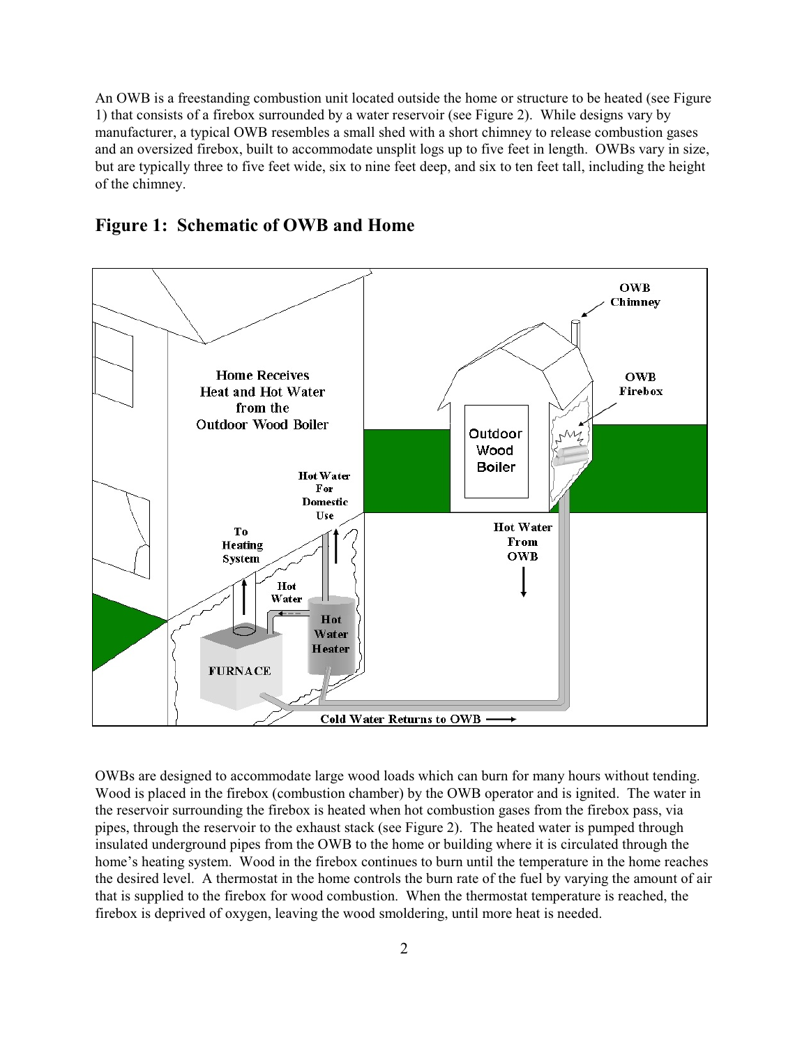An OWB is a freestanding combustion unit located outside the home or structure to be heated (see Figure 1) that consists of a firebox surrounded by a water reservoir (see Figure 2). While designs vary by manufacturer, a typical OWB resembles a small shed with a short chimney to release combustion gases and an oversized firebox, built to accommodate unsplit logs up to five feet in length. OWBs vary in size, but are typically three to five feet wide, six to nine feet deep, and six to ten feet tall, including the height of the chimney.

## Figure 1: Schematic of OWB and Home

OWBs are designed to accommodate large wood loads which can burn for many hours without tending. Wood is placed in the firebox (combustion chamber) by the OWB operator and is ignited. The water in the reservoir surrounding the firebox is heated when hot combustion gases from the firebox pass, via pipes, through the reservoir to the exhaust stack (see Figure 2). The heated water is pumped through insulated underground pipes from the OWB to the home or building where it is circulated through the home's heating system. Wood in the firebox continues to burn until the temperature in the home reaches the desired level. A thermostat in the home controls the burn rate of the fuel by varying the amount of air that is supplied to the firebox for wood combustion. When the thermostat temperature is reached, the firebox is deprived of oxygen, leaving the wood smoldering, until more heat is needed.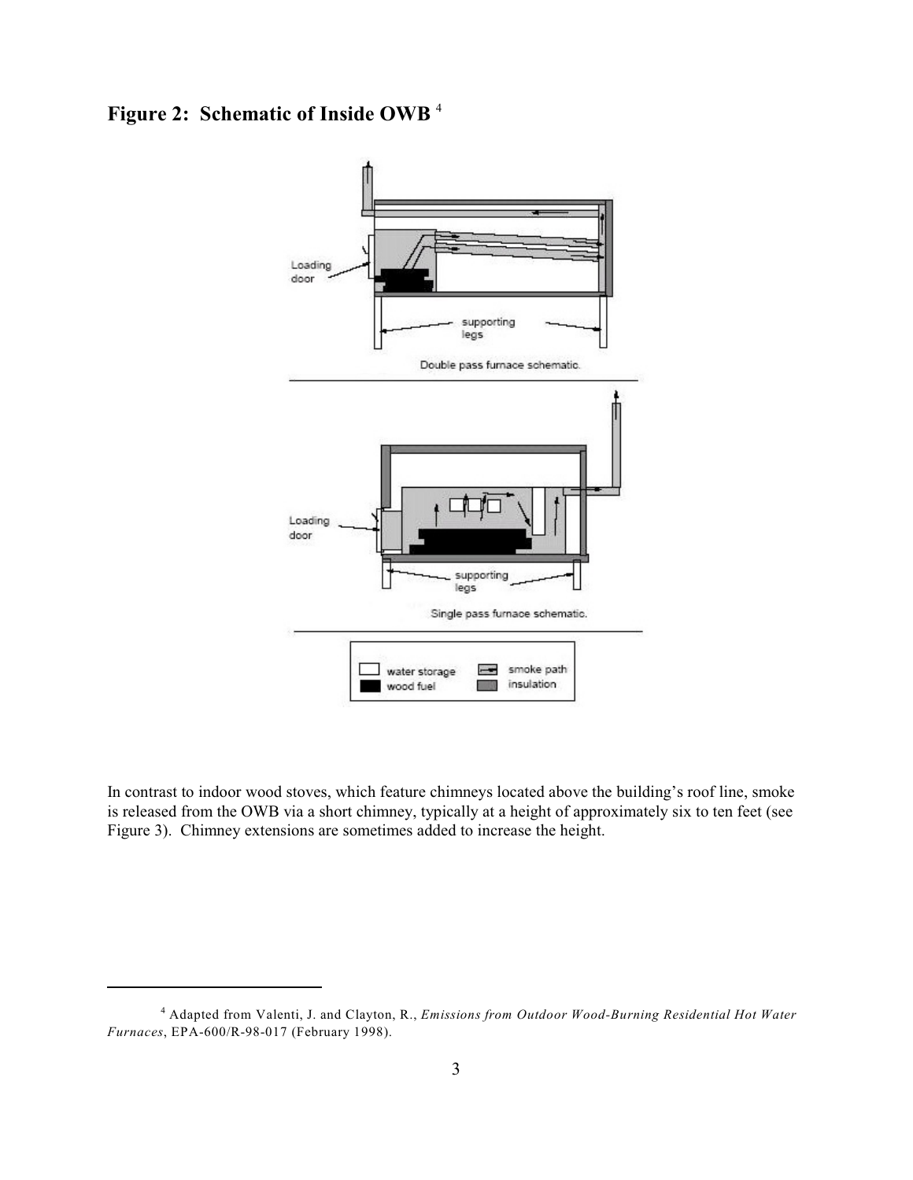## Figure 2: Schematic of Inside OWB [4]

In contrast to indoor wood stoves, which feature chimneys located above the building's roof line, smoke is released from the OWB via a short chimney, typically at a height of approximately six to ten feet (see Figure 3). Chimney extensions are sometimes added to increase the height.

[4] Adapted from Valenti, J. and Clayton, R., *Emissions from Outdoor Wood-Burning Residential Hot Water Furnaces*, EPA-600/R-98-017 (February 1998).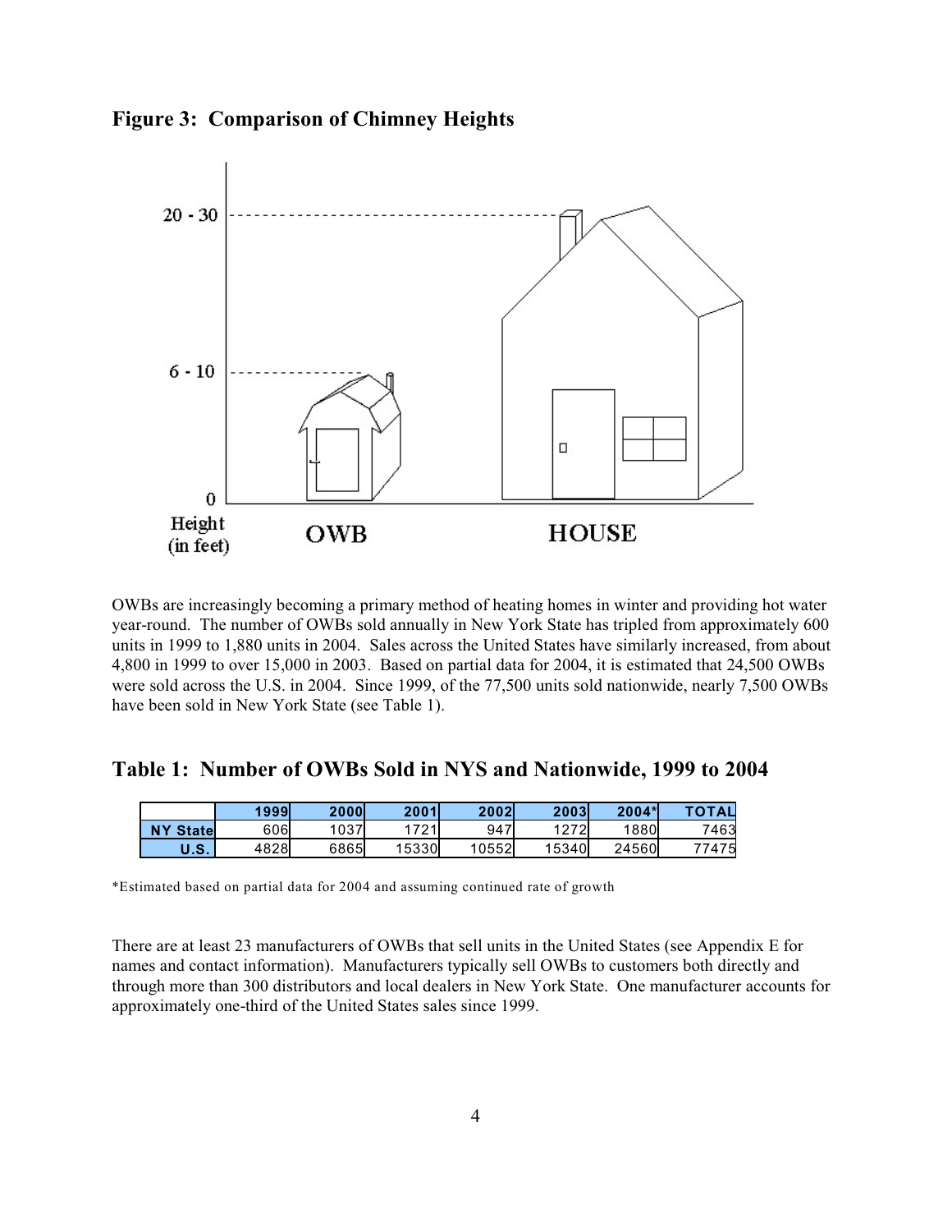## Figure 3: Comparison of Chimney Heights

OWBs are increasingly becoming a primary method of heating homes in winter and providing hot water year-round. The number of OWBs sold annually in New York State has tripled from approximately 600 units in 1999 to 1,880 units in 2004. Sales across the United States have similarly increased, from about 4,800 in 1999 to over 15,000 in 2003. Based on partial data for 2004, it is estimated that 24,500 OWBs were sold across the U.S. in 2004. Since 1999, of the 77,500 units sold nationwide, nearly 7,500 OWBs have been sold in New York State (see Table 1).

## Table 1: Number of OWBs Sold in NYS and Nationwide, 1999 to 2004

| | 1999 | 2000 | 2001 | 2002 | 2003 | 2004* | TOTAL |
|---|---|---|---|---|---|---|---|
| NY State | 606 | 1037 | 1721 | 947 | 1272 | 1880 | 7463 |
| U.S. | 4828 | 6865 | 15330 | 10552 | 15340 | 24560 | 77475 |

*Estimated based on partial data for 2004 and assuming continued rate of growth

There are at least 23 manufacturers of OWBs that sell units in the United States (see Appendix E for names and contact information). Manufacturers typically sell OWBs to customers both directly and through more than 300 distributors and local dealers in New York State. One manufacturer accounts for approximately one-third of the United States sales since 1999.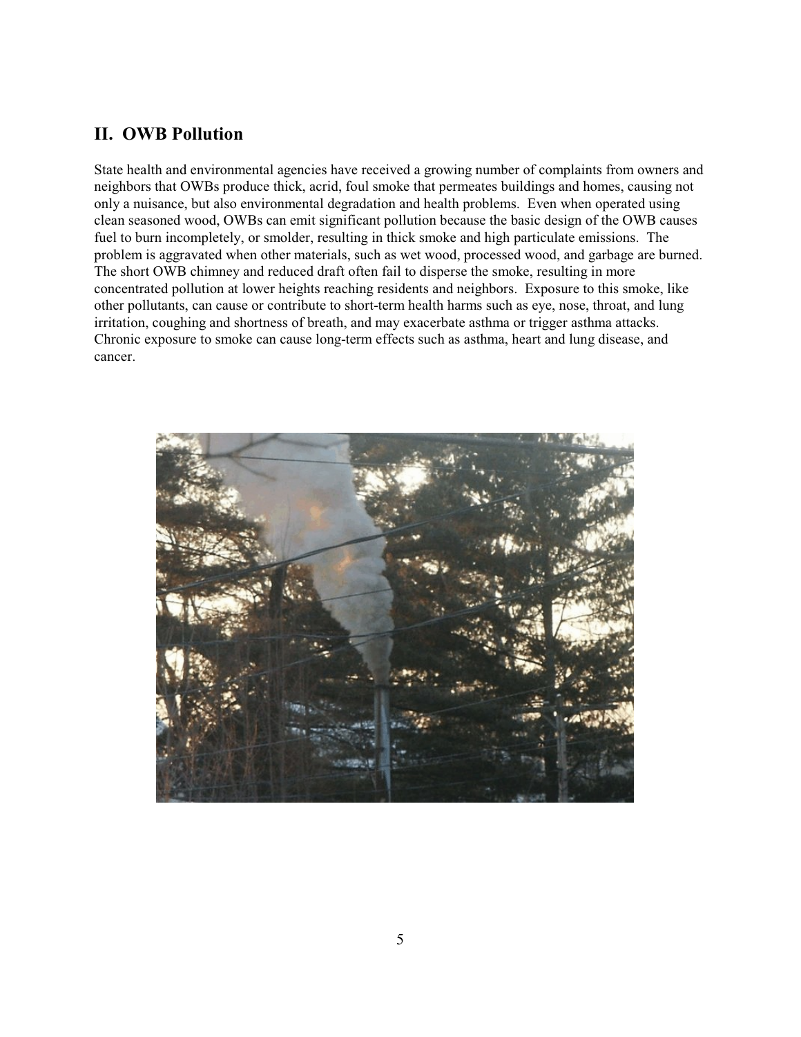## II. OWB Pollution

State health and environmental agencies have received a growing number of complaints from owners and neighbors that OWBs produce thick, acrid, foul smoke that permeates buildings and homes, causing not only a nuisance, but also environmental degradation and health problems. Even when operated using clean seasoned wood, OWBs can emit significant pollution because the basic design of the OWB causes fuel to burn incompletely, or smolder, resulting in thick smoke and high particulate emissions. The problem is aggravated when other materials, such as wet wood, processed wood, and garbage are burned. The short OWB chimney and reduced draft often fail to disperse the smoke, resulting in more concentrated pollution at lower heights reaching residents and neighbors. Exposure to this smoke, like other pollutants, can cause or contribute to short-term health harms such as eye, nose, throat, and lung irritation, coughing and shortness of breath, and may exacerbate asthma or trigger asthma attacks. Chronic exposure to smoke can cause long-term effects such as asthma, heart and lung disease, and cancer.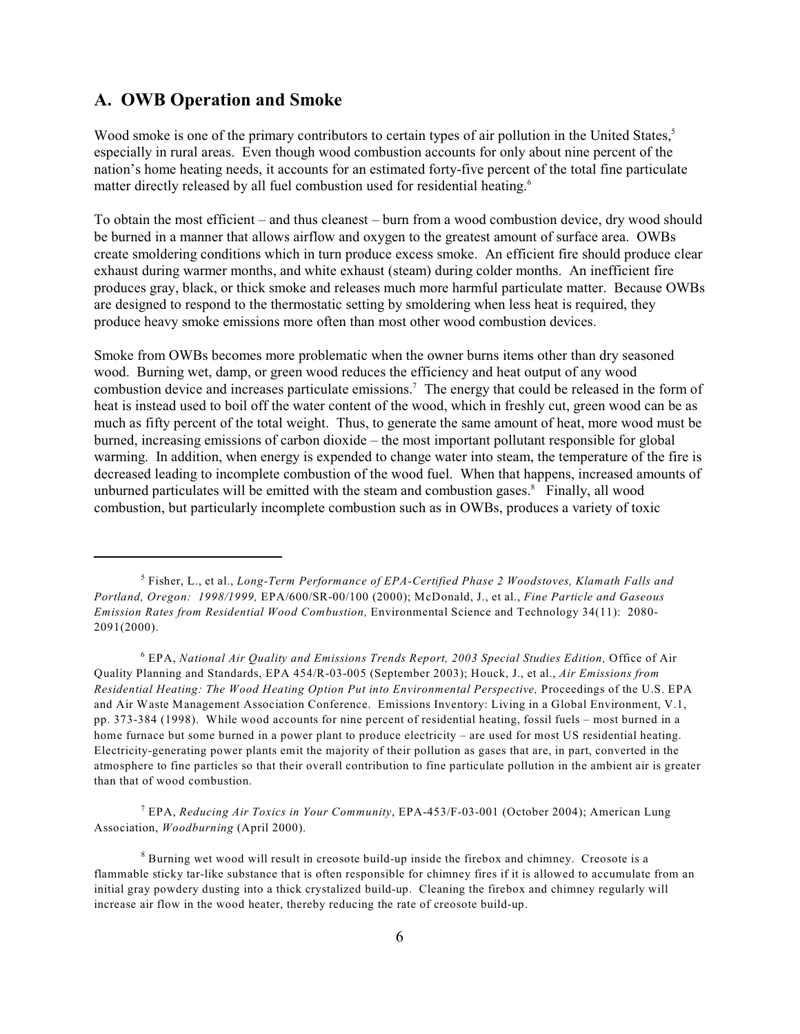## A. OWB Operation and Smoke

Wood smoke is one of the primary contributors to certain types of air pollution in the United States,[5] especially in rural areas. Even though wood combustion accounts for only about nine percent of the nation's home heating needs, it accounts for an estimated forty-five percent of the total fine particulate matter directly released by all fuel combustion used for residential heating.[6]

To obtain the most efficient – and thus cleanest – burn from a wood combustion device, dry wood should be burned in a manner that allows airflow and oxygen to the greatest amount of surface area. OWBs create smoldering conditions which in turn produce excess smoke. An efficient fire should produce clear exhaust during warmer months, and white exhaust (steam) during colder months. An inefficient fire produces gray, black, or thick smoke and releases much more harmful particulate matter. Because OWBs are designed to respond to the thermostatic setting by smoldering when less heat is required, they produce heavy smoke emissions more often than most other wood combustion devices.

Smoke from OWBs becomes more problematic when the owner burns items other than dry seasoned wood. Burning wet, damp, or green wood reduces the efficiency and heat output of any wood combustion device and increases particulate emissions.[7] The energy that could be released in the form of heat is instead used to boil off the water content of the wood, which in freshly cut, green wood can be as much as fifty percent of the total weight. Thus, to generate the same amount of heat, more wood must be burned, increasing emissions of carbon dioxide – the most important pollutant responsible for global warming. In addition, when energy is expended to change water into steam, the temperature of the fire is decreased leading to incomplete combustion of the wood fuel. When that happens, increased amounts of unburned particulates will be emitted with the steam and combustion gases.[8] Finally, all wood combustion, but particularly incomplete combustion such as in OWBs, produces a variety of toxic

---

[5] Fisher, L., et al., *Long-Term Performance of EPA-Certified Phase 2 Woodstoves, Klamath Falls and Portland, Oregon: 1998/1999,* EPA/600/SR-00/100 (2000); McDonald, J., et al., *Fine Particle and Gaseous Emission Rates from Residential Wood Combustion,* Environmental Science and Technology 34(11): 2080-2091(2000).

[6] EPA, *National Air Quality and Emissions Trends Report, 2003 Special Studies Edition,* Office of Air Quality Planning and Standards, EPA 454/R-03-005 (September 2003); Houck, J., et al., *Air Emissions from Residential Heating: The Wood Heating Option Put into Environmental Perspective,* Proceedings of the U.S. EPA and Air Waste Management Association Conference. Emissions Inventory: Living in a Global Environment, V.1, pp. 373-384 (1998). While wood accounts for nine percent of residential heating, fossil fuels – most burned in a home furnace but some burned in a power plant to produce electricity – are used for most US residential heating. Electricity-generating power plants emit the majority of their pollution as gases that are, in part, converted in the atmosphere to fine particles so that their overall contribution to fine particulate pollution in the ambient air is greater than that of wood combustion.

[7] EPA, *Reducing Air Toxics in Your Community*, EPA-453/F-03-001 (October 2004); American Lung Association, *Woodburning* (April 2000).

[8] Burning wet wood will result in creosote build-up inside the firebox and chimney. Creosote is a flammable sticky tar-like substance that is often responsible for chimney fires if it is allowed to accumulate from an initial gray powdery dusting into a thick crystalized build-up. Cleaning the firebox and chimney regularly will increase air flow in the wood heater, thereby reducing the rate of creosote build-up.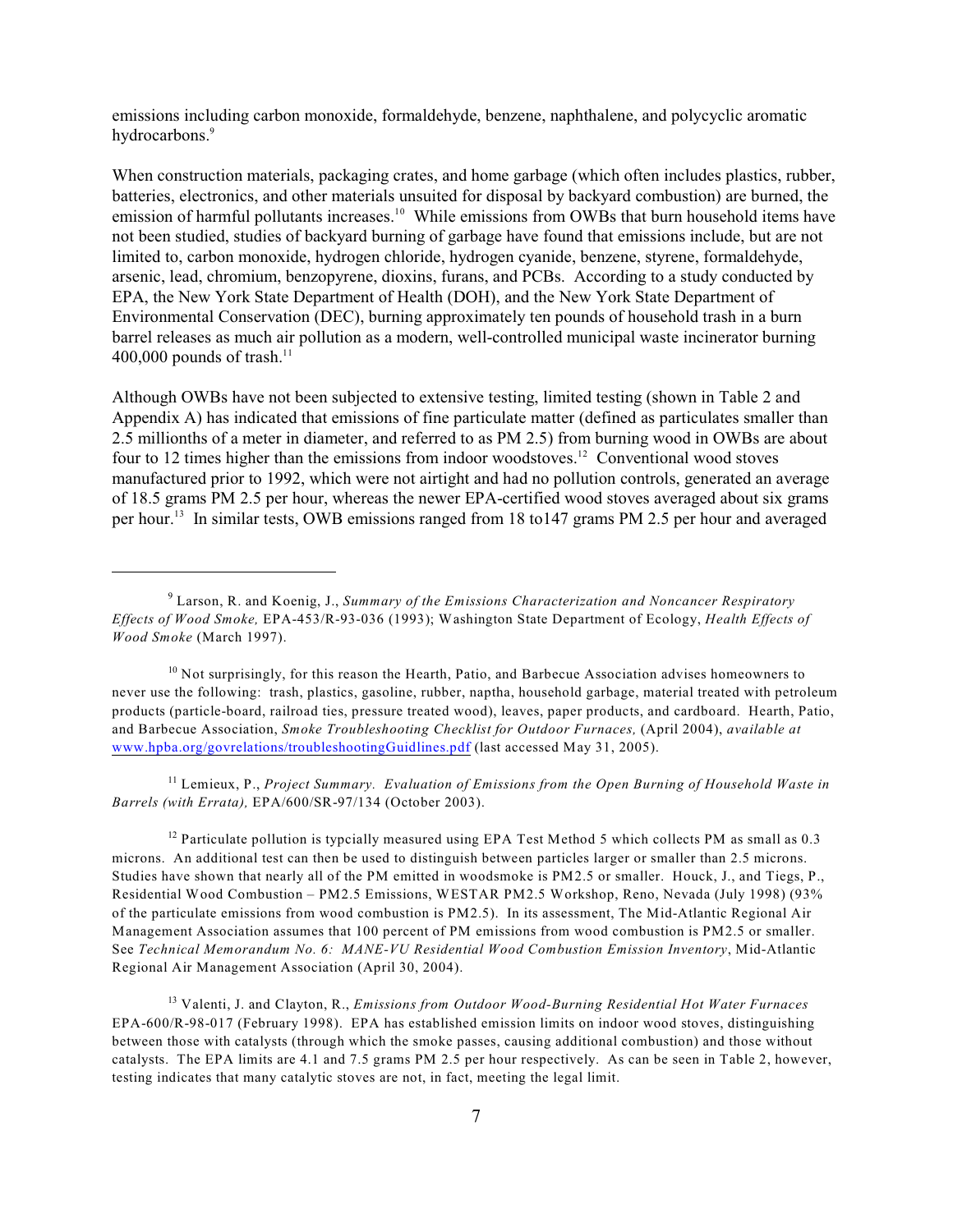emissions including carbon monoxide, formaldehyde, benzene, naphthalene, and polycyclic aromatic hydrocarbons.[9]

When construction materials, packaging crates, and home garbage (which often includes plastics, rubber, batteries, electronics, and other materials unsuited for disposal by backyard combustion) are burned, the emission of harmful pollutants increases.[10] While emissions from OWBs that burn household items have not been studied, studies of backyard burning of garbage have found that emissions include, but are not limited to, carbon monoxide, hydrogen chloride, hydrogen cyanide, benzene, styrene, formaldehyde, arsenic, lead, chromium, benzopyrene, dioxins, furans, and PCBs. According to a study conducted by EPA, the New York State Department of Health (DOH), and the New York State Department of Environmental Conservation (DEC), burning approximately ten pounds of household trash in a burn barrel releases as much air pollution as a modern, well-controlled municipal waste incinerator burning 400,000 pounds of trash.[11]

Although OWBs have not been subjected to extensive testing, limited testing (shown in Table 2 and Appendix A) has indicated that emissions of fine particulate matter (defined as particulates smaller than 2.5 millionths of a meter in diameter, and referred to as PM 2.5) from burning wood in OWBs are about four to 12 times higher than the emissions from indoor woodstoves.[12] Conventional wood stoves manufactured prior to 1992, which were not airtight and had no pollution controls, generated an average of 18.5 grams PM 2.5 per hour, whereas the newer EPA-certified wood stoves averaged about six grams per hour.[13] In similar tests, OWB emissions ranged from 18 to147 grams PM 2.5 per hour and averaged

---

[9] Larson, R. and Koenig, J., *Summary of the Emissions Characterization and Noncancer Respiratory Effects of Wood Smoke,* EPA-453/R-93-036 (1993); Washington State Department of Ecology, *Health Effects of Wood Smoke* (March 1997).

[10] Not surprisingly, for this reason the Hearth, Patio, and Barbecue Association advises homeowners to never use the following: trash, plastics, gasoline, rubber, naptha, household garbage, material treated with petroleum products (particle-board, railroad ties, pressure treated wood), leaves, paper products, and cardboard. Hearth, Patio, and Barbecue Association, *Smoke Troubleshooting Checklist for Outdoor Furnaces,* (April 2004), *available at* www.hpba.org/govrelations/troubleshootingGuidlines.pdf (last accessed May 31, 2005).

[11] Lemieux, P., *Project Summary. Evaluation of Emissions from the Open Burning of Household Waste in Barrels (with Errata),* EPA/600/SR-97/134 (October 2003).

[12] Particulate pollution is typcially measured using EPA Test Method 5 which collects PM as small as 0.3 microns. An additional test can then be used to distinguish between particles larger or smaller than 2.5 microns. Studies have shown that nearly all of the PM emitted in woodsmoke is PM2.5 or smaller. Houck, J., and Tiegs, P., Residential Wood Combustion – PM2.5 Emissions, WESTAR PM2.5 Workshop, Reno, Nevada (July 1998) (93% of the particulate emissions from wood combustion is PM2.5). In its assessment, The Mid-Atlantic Regional Air Management Association assumes that 100 percent of PM emissions from wood combustion is PM2.5 or smaller. See *Technical Memorandum No. 6: MANE-VU Residential Wood Combustion Emission Inventory*, Mid-Atlantic Regional Air Management Association (April 30, 2004).

[13] Valenti, J. and Clayton, R., *Emissions from Outdoor Wood-Burning Residential Hot Water Furnaces* EPA-600/R-98-017 (February 1998). EPA has established emission limits on indoor wood stoves, distinguishing between those with catalysts (through which the smoke passes, causing additional combustion) and those without catalysts. The EPA limits are 4.1 and 7.5 grams PM 2.5 per hour respectively. As can be seen in Table 2, however, testing indicates that many catalytic stoves are not, in fact, meeting the legal limit.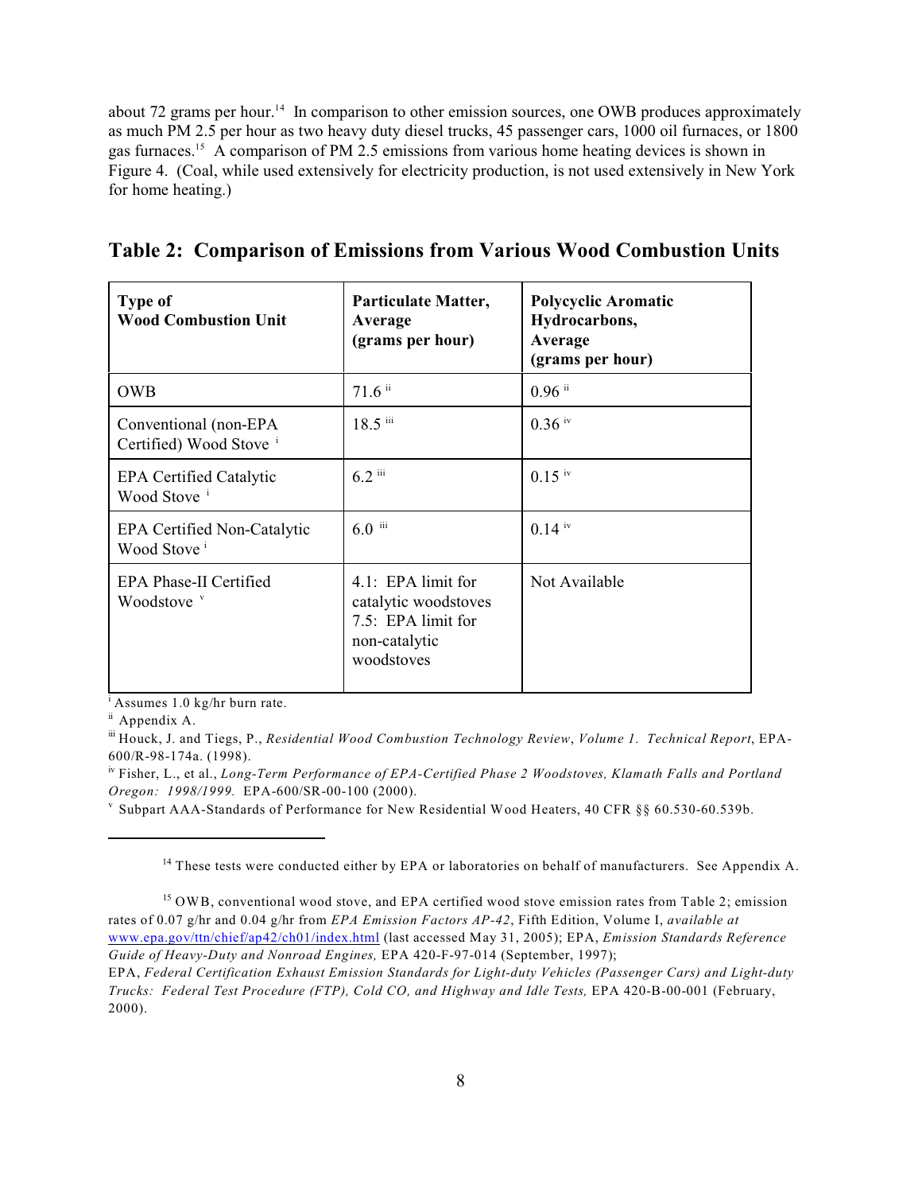about 72 grams per hour.[14] In comparison to other emission sources, one OWB produces approximately as much PM 2.5 per hour as two heavy duty diesel trucks, 45 passenger cars, 1000 oil furnaces, or 1800 gas furnaces.[15] A comparison of PM 2.5 emissions from various home heating devices is shown in Figure 4. (Coal, while used extensively for electricity production, is not used extensively in New York for home heating.)

## Table 2: Comparison of Emissions from Various Wood Combustion Units

| Type of Wood Combustion Unit | Particulate Matter, Average (grams per hour) | Polycyclic Aromatic Hydrocarbons, Average (grams per hour) |
|---|---|---|
| OWB | 71.6 [ii] | 0.96 [ii] |
| Conventional (non-EPA Certified) Wood Stove [i] | 18.5 [iii] | 0.36 [iv] |
| EPA Certified Catalytic Wood Stove [i] | 6.2 [iii] | 0.15 [iv] |
| EPA Certified Non-Catalytic Wood Stove [i] | 6.0 [iii] | 0.14 [iv] |
| EPA Phase-II Certified Woodstove [v] | 4.1: EPA limit for catalytic woodstoves<br>7.5: EPA limit for non-catalytic woodstoves | Not Available |

[i] Assumes 1.0 kg/hr burn rate.
[ii] Appendix A.
[iii] Houck, J. and Tiegs, P., *Residential Wood Combustion Technology Review*, *Volume 1. Technical Report*, EPA-600/R-98-174a. (1998).
[iv] Fisher, L., et al., *Long-Term Performance of EPA-Certified Phase 2 Woodstoves, Klamath Falls and Portland Oregon: 1998/1999.* EPA-600/SR-00-100 (2000).
[v] Subpart AAA-Standards of Performance for New Residential Wood Heaters, 40 CFR §§ 60.530-60.539b.

---

[14] These tests were conducted either by EPA or laboratories on behalf of manufacturers. See Appendix A.

[15] OWB, conventional wood stove, and EPA certified wood stove emission rates from Table 2; emission rates of 0.07 g/hr and 0.04 g/hr from *EPA Emission Factors AP-42*, Fifth Edition, Volume I, *available at* www.epa.gov/ttn/chief/ap42/ch01/index.html (last accessed May 31, 2005); EPA, *Emission Standards Reference Guide of Heavy-Duty and Nonroad Engines,* EPA 420-F-97-014 (September, 1997); EPA, *Federal Certification Exhaust Emission Standards for Light-duty Vehicles (Passenger Cars) and Light-duty Trucks: Federal Test Procedure (FTP), Cold CO, and Highway and Idle Tests,* EPA 420-B-00-001 (February, 2000).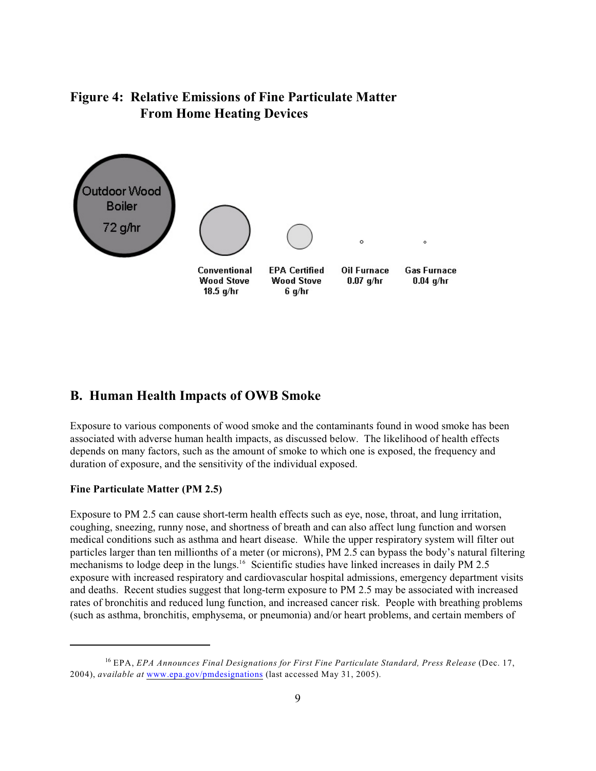**Figure 4: Relative Emissions of Fine Particulate Matter From Home Heating Devices**

Outdoor Wood Boiler 72 g/hr

Conventional Wood Stove 18.5 g/hr

EPA Certified Wood Stove 6 g/hr

Oil Furnace 0.07 g/hr

Gas Furnace 0.04 g/hr

## B. Human Health Impacts of OWB Smoke

Exposure to various components of wood smoke and the contaminants found in wood smoke has been associated with adverse human health impacts, as discussed below. The likelihood of health effects depends on many factors, such as the amount of smoke to which one is exposed, the frequency and duration of exposure, and the sensitivity of the individual exposed.

**Fine Particulate Matter (PM 2.5)**

Exposure to PM 2.5 can cause short-term health effects such as eye, nose, throat, and lung irritation, coughing, sneezing, runny nose, and shortness of breath and can also affect lung function and worsen medical conditions such as asthma and heart disease. While the upper respiratory system will filter out particles larger than ten millionths of a meter (or microns), PM 2.5 can bypass the body's natural filtering mechanisms to lodge deep in the lungs.[16] Scientific studies have linked increases in daily PM 2.5 exposure with increased respiratory and cardiovascular hospital admissions, emergency department visits and deaths. Recent studies suggest that long-term exposure to PM 2.5 may be associated with increased rates of bronchitis and reduced lung function, and increased cancer risk. People with breathing problems (such as asthma, bronchitis, emphysema, or pneumonia) and/or heart problems, and certain members of

---

[16] EPA, *EPA Announces Final Designations for First Fine Particulate Standard, Press Release* (Dec. 17, 2004), *available at* www.epa.gov/pmdesignations (last accessed May 31, 2005).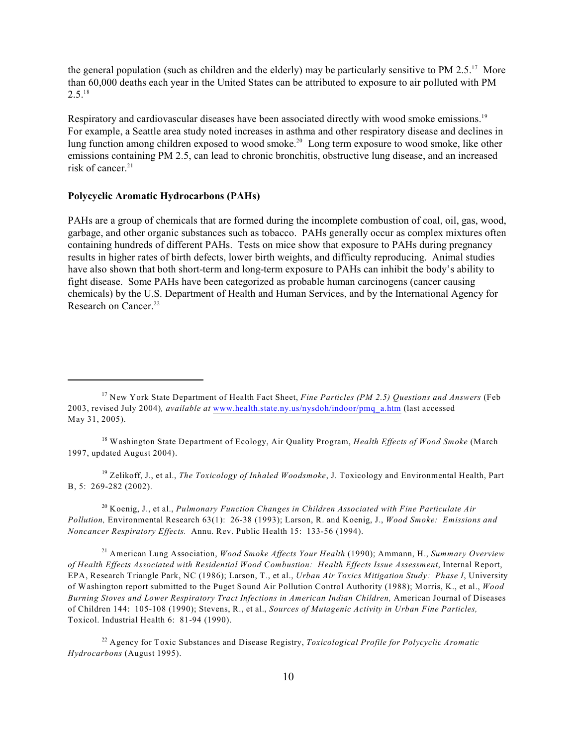the general population (such as children and the elderly) may be particularly sensitive to PM 2.5.[17] More than 60,000 deaths each year in the United States can be attributed to exposure to air polluted with PM 2.5.[18]

Respiratory and cardiovascular diseases have been associated directly with wood smoke emissions.[19] For example, a Seattle area study noted increases in asthma and other respiratory disease and declines in lung function among children exposed to wood smoke.[20] Long term exposure to wood smoke, like other emissions containing PM 2.5, can lead to chronic bronchitis, obstructive lung disease, and an increased risk of cancer.[21]

**Polycyclic Aromatic Hydrocarbons (PAHs)**

PAHs are a group of chemicals that are formed during the incomplete combustion of coal, oil, gas, wood, garbage, and other organic substances such as tobacco. PAHs generally occur as complex mixtures often containing hundreds of different PAHs. Tests on mice show that exposure to PAHs during pregnancy results in higher rates of birth defects, lower birth weights, and difficulty reproducing. Animal studies have also shown that both short-term and long-term exposure to PAHs can inhibit the body's ability to fight disease. Some PAHs have been categorized as probable human carcinogens (cancer causing chemicals) by the U.S. Department of Health and Human Services, and by the International Agency for Research on Cancer.[22]

---

[17] New York State Department of Health Fact Sheet, *Fine Particles (PM 2.5) Questions and Answers* (Feb 2003, revised July 2004), *available at* www.health.state.ny.us/nysdoh/indoor/pmq_a.htm (last accessed May 31, 2005).

[18] Washington State Department of Ecology, Air Quality Program, *Health Effects of Wood Smoke* (March 1997, updated August 2004).

[19] Zelikoff, J., et al., *The Toxicology of Inhaled Woodsmoke*, J. Toxicology and Environmental Health, Part B, 5: 269-282 (2002).

[20] Koenig, J., et al., *Pulmonary Function Changes in Children Associated with Fine Particulate Air Pollution,* Environmental Research 63(1): 26-38 (1993); Larson, R. and Koenig, J., *Wood Smoke: Emissions and Noncancer Respiratory Effects.* Annu. Rev. Public Health 15: 133-56 (1994).

[21] American Lung Association, *Wood Smoke Affects Your Health* (1990); Ammann, H., *Summary Overview of Health Effects Associated with Residential Wood Combustion: Health Effects Issue Assessment*, Internal Report, EPA, Research Triangle Park, NC (1986); Larson, T., et al., *Urban Air Toxics Mitigation Study: Phase I*, University of Washington report submitted to the Puget Sound Air Pollution Control Authority (1988); Morris, K., et al., *Wood Burning Stoves and Lower Respiratory Tract Infections in American Indian Children,* American Journal of Diseases of Children 144: 105-108 (1990); Stevens, R., et al., *Sources of Mutagenic Activity in Urban Fine Particles,* Toxicol. Industrial Health 6: 81-94 (1990).

[22] Agency for Toxic Substances and Disease Registry, *Toxicological Profile for Polycyclic Aromatic Hydrocarbons* (August 1995).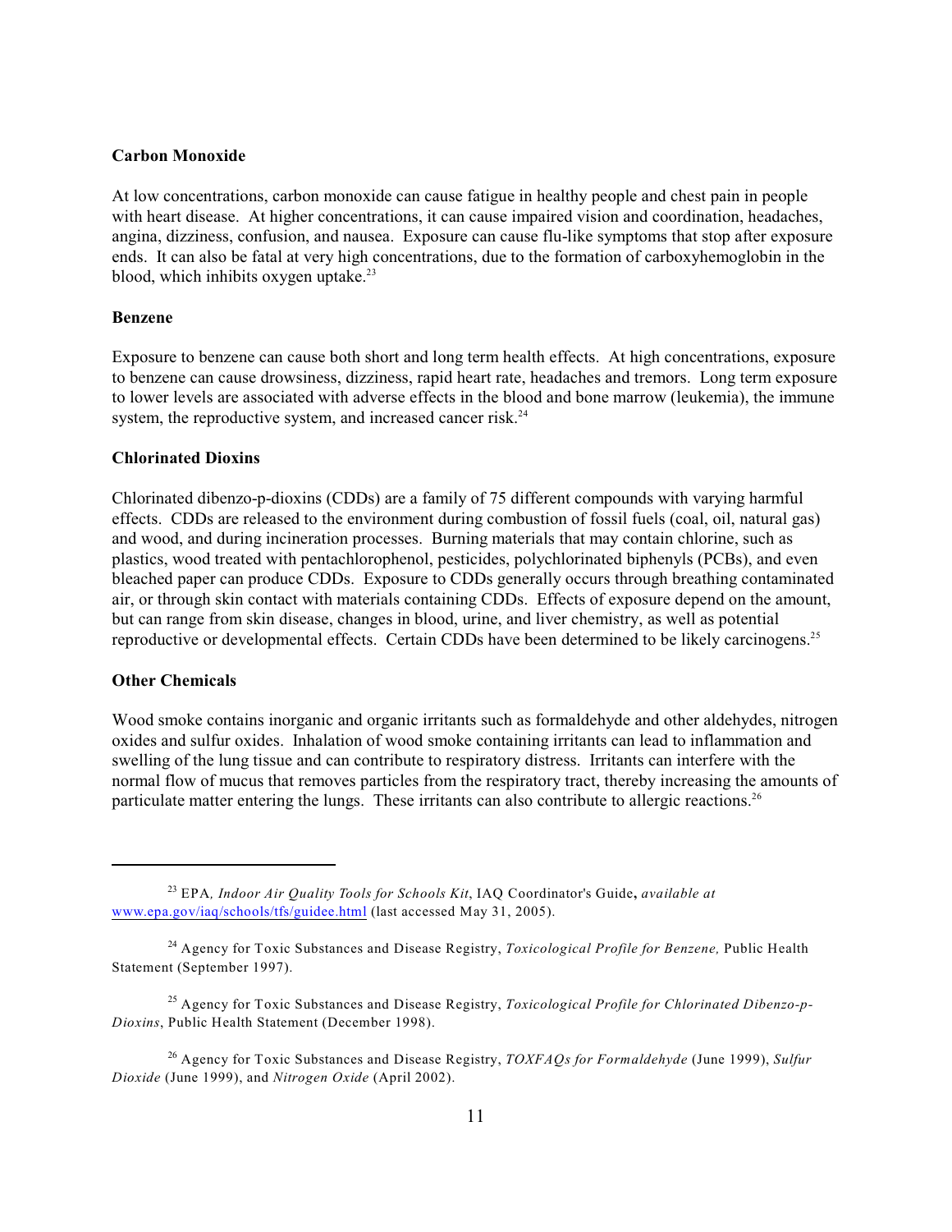### Carbon Monoxide

At low concentrations, carbon monoxide can cause fatigue in healthy people and chest pain in people with heart disease. At higher concentrations, it can cause impaired vision and coordination, headaches, angina, dizziness, confusion, and nausea. Exposure can cause flu-like symptoms that stop after exposure ends. It can also be fatal at very high concentrations, due to the formation of carboxyhemoglobin in the blood, which inhibits oxygen uptake.[23]

### Benzene

Exposure to benzene can cause both short and long term health effects. At high concentrations, exposure to benzene can cause drowsiness, dizziness, rapid heart rate, headaches and tremors. Long term exposure to lower levels are associated with adverse effects in the blood and bone marrow (leukemia), the immune system, the reproductive system, and increased cancer risk.[24]

### Chlorinated Dioxins

Chlorinated dibenzo-p-dioxins (CDDs) are a family of 75 different compounds with varying harmful effects. CDDs are released to the environment during combustion of fossil fuels (coal, oil, natural gas) and wood, and during incineration processes. Burning materials that may contain chlorine, such as plastics, wood treated with pentachlorophenol, pesticides, polychlorinated biphenyls (PCBs), and even bleached paper can produce CDDs. Exposure to CDDs generally occurs through breathing contaminated air, or through skin contact with materials containing CDDs. Effects of exposure depend on the amount, but can range from skin disease, changes in blood, urine, and liver chemistry, as well as potential reproductive or developmental effects. Certain CDDs have been determined to be likely carcinogens.[25]

### Other Chemicals

Wood smoke contains inorganic and organic irritants such as formaldehyde and other aldehydes, nitrogen oxides and sulfur oxides. Inhalation of wood smoke containing irritants can lead to inflammation and swelling of the lung tissue and can contribute to respiratory distress. Irritants can interfere with the normal flow of mucus that removes particles from the respiratory tract, thereby increasing the amounts of particulate matter entering the lungs. These irritants can also contribute to allergic reactions.[26]

---

[23] EPA, *Indoor Air Quality Tools for Schools Kit*, IAQ Coordinator's Guide**,** *available at* www.epa.gov/iaq/schools/tfs/guidee.html (last accessed May 31, 2005).

[24] Agency for Toxic Substances and Disease Registry, *Toxicological Profile for Benzene,* Public Health Statement (September 1997).

[25] Agency for Toxic Substances and Disease Registry, *Toxicological Profile for Chlorinated Dibenzo-p-Dioxins*, Public Health Statement (December 1998).

[26] Agency for Toxic Substances and Disease Registry, *TOXFAQs for Formaldehyde* (June 1999), *Sulfur Dioxide* (June 1999), and *Nitrogen Oxide* (April 2002).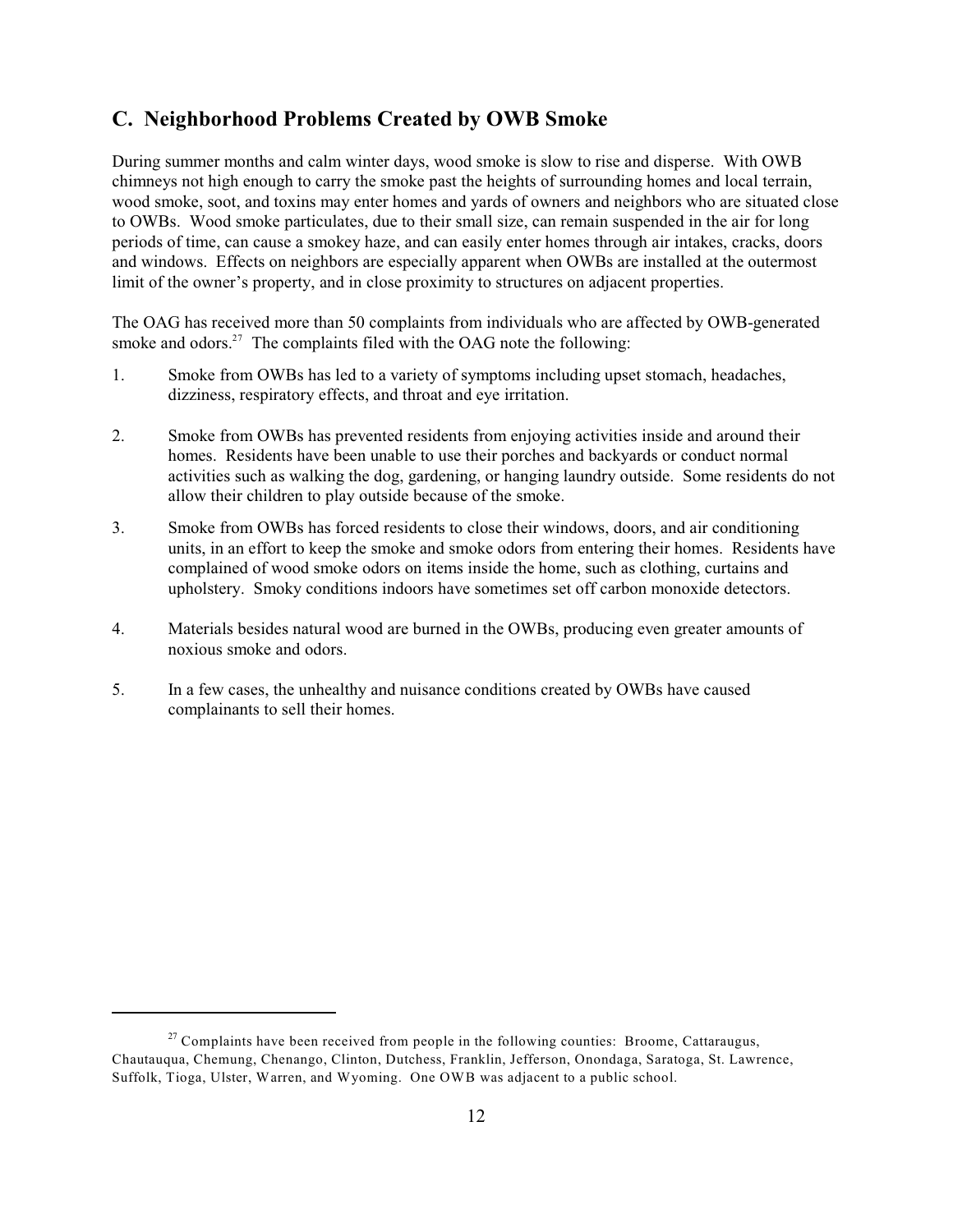## C. Neighborhood Problems Created by OWB Smoke

During summer months and calm winter days, wood smoke is slow to rise and disperse. With OWB chimneys not high enough to carry the smoke past the heights of surrounding homes and local terrain, wood smoke, soot, and toxins may enter homes and yards of owners and neighbors who are situated close to OWBs. Wood smoke particulates, due to their small size, can remain suspended in the air for long periods of time, can cause a smokey haze, and can easily enter homes through air intakes, cracks, doors and windows. Effects on neighbors are especially apparent when OWBs are installed at the outermost limit of the owner's property, and in close proximity to structures on adjacent properties.

The OAG has received more than 50 complaints from individuals who are affected by OWB-generated smoke and odors.[27] The complaints filed with the OAG note the following:

1. Smoke from OWBs has led to a variety of symptoms including upset stomach, headaches, dizziness, respiratory effects, and throat and eye irritation.

2. Smoke from OWBs has prevented residents from enjoying activities inside and around their homes. Residents have been unable to use their porches and backyards or conduct normal activities such as walking the dog, gardening, or hanging laundry outside. Some residents do not allow their children to play outside because of the smoke.

3. Smoke from OWBs has forced residents to close their windows, doors, and air conditioning units, in an effort to keep the smoke and smoke odors from entering their homes. Residents have complained of wood smoke odors on items inside the home, such as clothing, curtains and upholstery. Smoky conditions indoors have sometimes set off carbon monoxide detectors.

4. Materials besides natural wood are burned in the OWBs, producing even greater amounts of noxious smoke and odors.

5. In a few cases, the unhealthy and nuisance conditions created by OWBs have caused complainants to sell their homes.

---

[27] Complaints have been received from people in the following counties: Broome, Cattaraugus, Chautauqua, Chemung, Chenango, Clinton, Dutchess, Franklin, Jefferson, Onondaga, Saratoga, St. Lawrence, Suffolk, Tioga, Ulster, Warren, and Wyoming. One OWB was adjacent to a public school.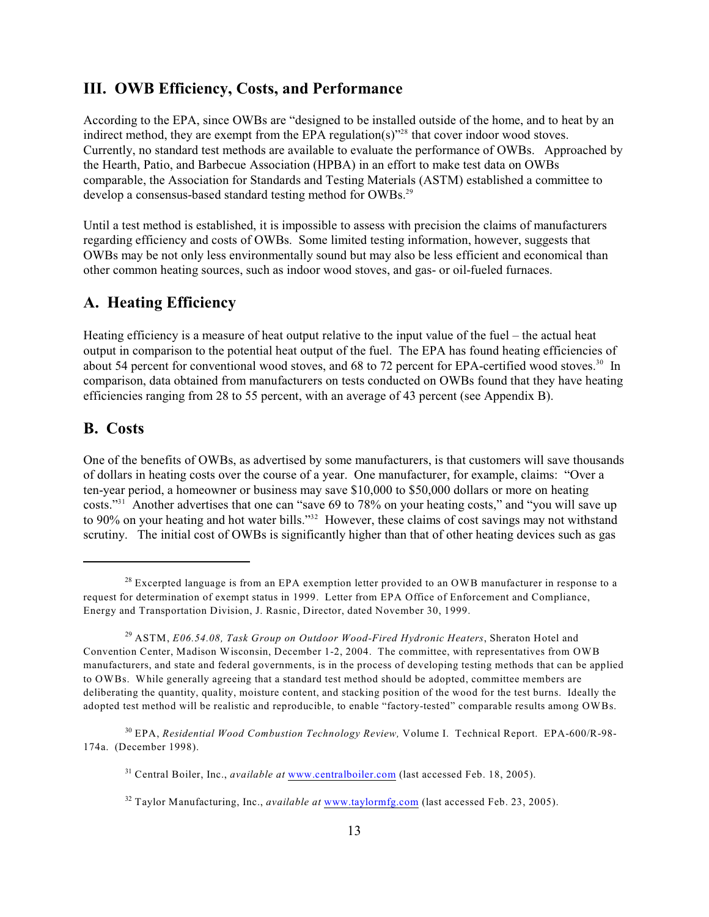## III. OWB Efficiency, Costs, and Performance

According to the EPA, since OWBs are "designed to be installed outside of the home, and to heat by an indirect method, they are exempt from the EPA regulation(s)"[28] that cover indoor wood stoves. Currently, no standard test methods are available to evaluate the performance of OWBs. Approached by the Hearth, Patio, and Barbecue Association (HPBA) in an effort to make test data on OWBs comparable, the Association for Standards and Testing Materials (ASTM) established a committee to develop a consensus-based standard testing method for OWBs.[29]

Until a test method is established, it is impossible to assess with precision the claims of manufacturers regarding efficiency and costs of OWBs. Some limited testing information, however, suggests that OWBs may be not only less environmentally sound but may also be less efficient and economical than other common heating sources, such as indoor wood stoves, and gas- or oil-fueled furnaces.

## A. Heating Efficiency

Heating efficiency is a measure of heat output relative to the input value of the fuel – the actual heat output in comparison to the potential heat output of the fuel. The EPA has found heating efficiencies of about 54 percent for conventional wood stoves, and 68 to 72 percent for EPA-certified wood stoves.[30] In comparison, data obtained from manufacturers on tests conducted on OWBs found that they have heating efficiencies ranging from 28 to 55 percent, with an average of 43 percent (see Appendix B).

## B. Costs

One of the benefits of OWBs, as advertised by some manufacturers, is that customers will save thousands of dollars in heating costs over the course of a year. One manufacturer, for example, claims: "Over a ten-year period, a homeowner or business may save $10,000 to $50,000 dollars or more on heating costs."[31] Another advertises that one can "save 69 to 78% on your heating costs," and "you will save up to 90% on your heating and hot water bills."[32] However, these claims of cost savings may not withstand scrutiny. The initial cost of OWBs is significantly higher than that of other heating devices such as gas

---

[28] Excerpted language is from an EPA exemption letter provided to an OWB manufacturer in response to a request for determination of exempt status in 1999. Letter from EPA Office of Enforcement and Compliance, Energy and Transportation Division, J. Rasnic, Director, dated November 30, 1999.

[29] ASTM, *E06.54.08, Task Group on Outdoor Wood-Fired Hydronic Heaters*, Sheraton Hotel and Convention Center, Madison Wisconsin, December 1-2, 2004. The committee, with representatives from OWB manufacturers, and state and federal governments, is in the process of developing testing methods that can be applied to OWBs. While generally agreeing that a standard test method should be adopted, committee members are deliberating the quantity, quality, moisture content, and stacking position of the wood for the test burns. Ideally the adopted test method will be realistic and reproducible, to enable "factory-tested" comparable results among OWBs.

[30] EPA, *Residential Wood Combustion Technology Review,* Volume I. Technical Report. EPA-600/R-98-174a. (December 1998).

[31] Central Boiler, Inc., *available at* www.centralboiler.com (last accessed Feb. 18, 2005).

[32] Taylor Manufacturing, Inc., *available at* www.taylormfg.com (last accessed Feb. 23, 2005).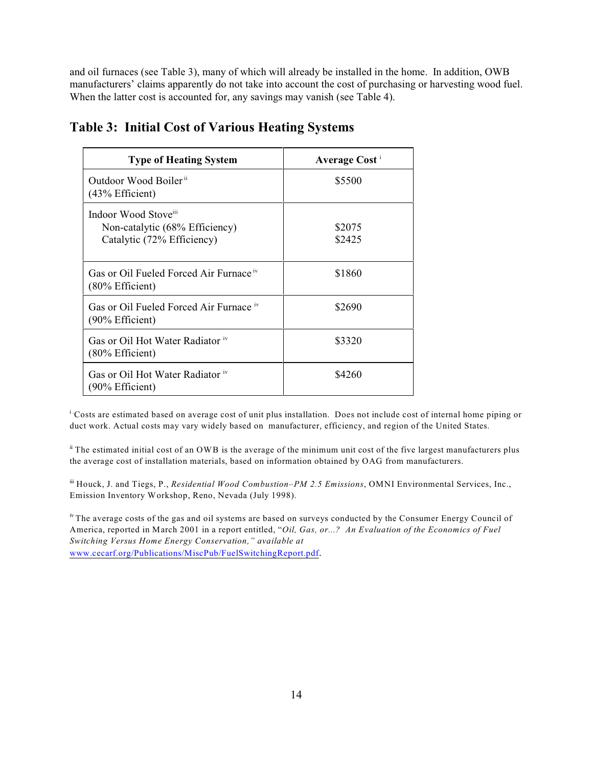and oil furnaces (see Table 3), many of which will already be installed in the home. In addition, OWB manufacturers' claims apparently do not take into account the cost of purchasing or harvesting wood fuel. When the latter cost is accounted for, any savings may vanish (see Table 4).

## Table 3: Initial Cost of Various Heating Systems

| Type of Heating System | Average Cost [i] |
|---|---|
| Outdoor Wood Boiler [ii] (43% Efficient) | \$5500 |
| Indoor Wood Stove[iii]<br>Non-catalytic (68% Efficiency)<br>Catalytic (72% Efficiency) | <br>\$2075<br>\$2425 |
| Gas or Oil Fueled Forced Air Furnace [iv] (80% Efficient) | \$1860 |
| Gas or Oil Fueled Forced Air Furnace [iv] (90% Efficient) | \$2690 |
| Gas or Oil Hot Water Radiator [iv] (80% Efficient) | \$3320 |
| Gas or Oil Hot Water Radiator [iv] (90% Efficient) | \$4260 |

[i] Costs are estimated based on average cost of unit plus installation. Does not include cost of internal home piping or duct work. Actual costs may vary widely based on manufacturer, efficiency, and region of the United States.

[ii] The estimated initial cost of an OWB is the average of the minimum unit cost of the five largest manufacturers plus the average cost of installation materials, based on information obtained by OAG from manufacturers.

[iii] Houck, J. and Tiegs, P., *Residential Wood Combustion–PM 2.5 Emissions*, OMNI Environmental Services, Inc., Emission Inventory Workshop, Reno, Nevada (July 1998).

[iv] The average costs of the gas and oil systems are based on surveys conducted by the Consumer Energy Council of America, reported in March 2001 in a report entitled, "*Oil, Gas, or...? An Evaluation of the Economics of Fuel Switching Versus Home Energy Conservation," available at* www.cecarf.org/Publications/MiscPub/FuelSwitchingReport.pdf.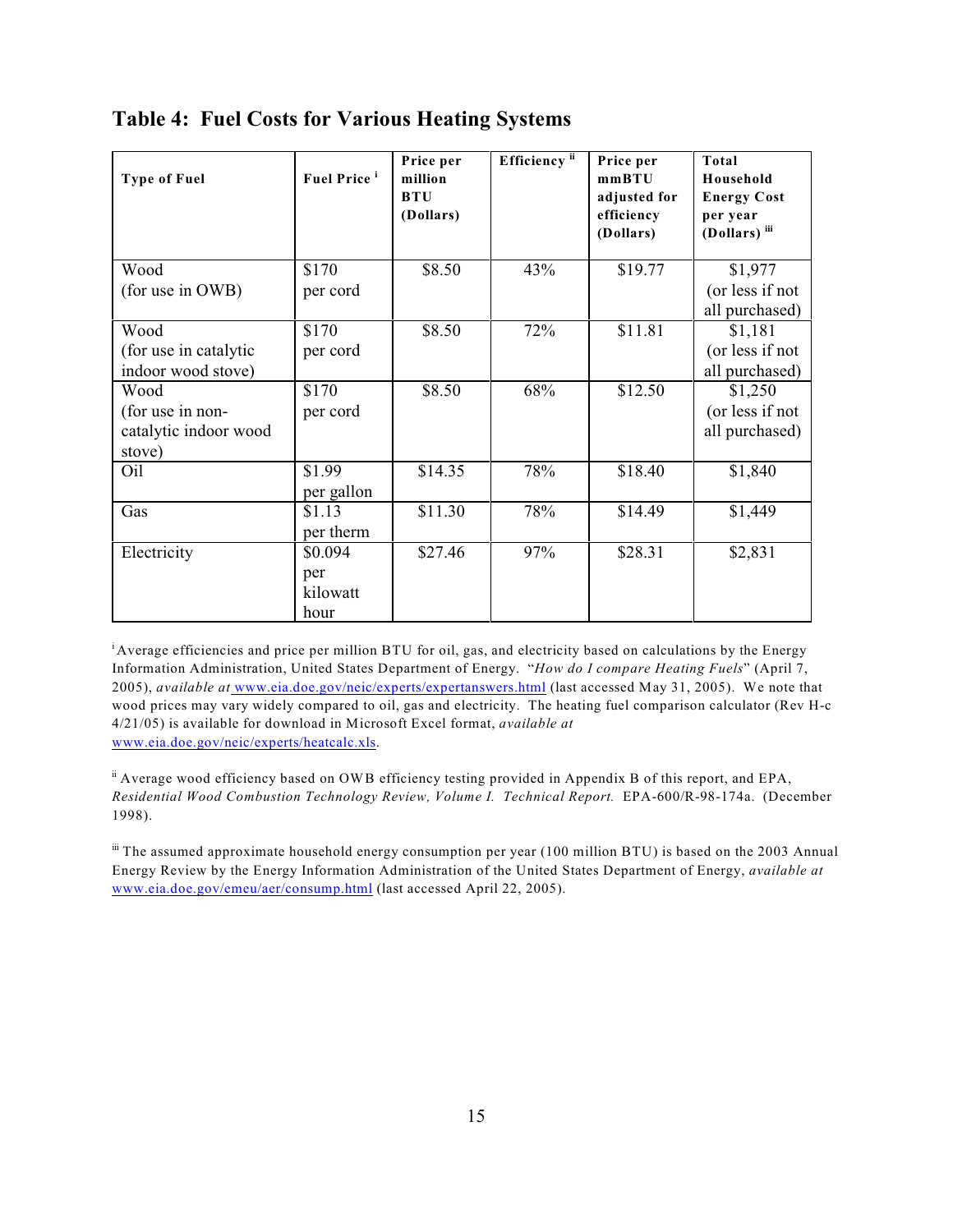## Table 4: Fuel Costs for Various Heating Systems

| Type of Fuel | Fuel Price [i] | Price per million BTU (Dollars) | Efficiency [ii] | Price per mmBTU adjusted for efficiency (Dollars) | Total Household Energy Cost per year (Dollars) [iii] |
|---|---|---|---|---|---|
| Wood (for use in OWB) | $170 per cord | $8.50 | 43% | $19.77 | $1,977 (or less if not all purchased) |
| Wood (for use in catalytic indoor wood stove) | $170 per cord | $8.50 | 72% | $11.81 | $1,181 (or less if not all purchased) |
| Wood (for use in non-catalytic indoor wood stove) | $170 per cord | $8.50 | 68% | $12.50 | $1,250 (or less if not all purchased) |
| Oil | $1.99 per gallon | $14.35 | 78% | $18.40 | $1,840 |
| Gas | $1.13 per therm | $11.30 | 78% | $14.49 | $1,449 |
| Electricity | $0.094 per kilowatt hour | $27.46 | 97% | $28.31 | $2,831 |

[i] Average efficiencies and price per million BTU for oil, gas, and electricity based on calculations by the Energy Information Administration, United States Department of Energy. "*How do I compare Heating Fuels*" (April 7, 2005), *available at* www.eia.doe.gov/neic/experts/expertanswers.html (last accessed May 31, 2005). We note that wood prices may vary widely compared to oil, gas and electricity. The heating fuel comparison calculator (Rev H-c 4/21/05) is available for download in Microsoft Excel format, *available at* www.eia.doe.gov/neic/experts/heatcalc.xls.

[ii] Average wood efficiency based on OWB efficiency testing provided in Appendix B of this report, and EPA, *Residential Wood Combustion Technology Review, Volume I. Technical Report.* EPA-600/R-98-174a. (December 1998).

[iii] The assumed approximate household energy consumption per year (100 million BTU) is based on the 2003 Annual Energy Review by the Energy Information Administration of the United States Department of Energy, *available at* www.eia.doe.gov/emeu/aer/consump.html (last accessed April 22, 2005).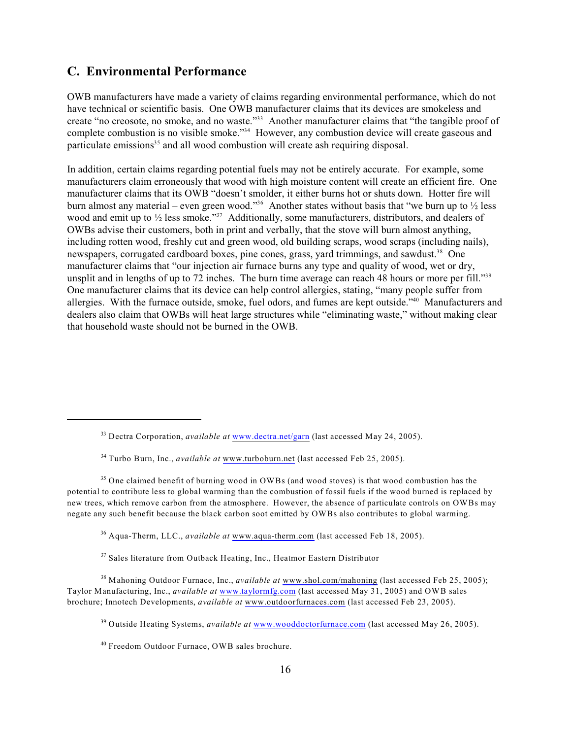## C. Environmental Performance

OWB manufacturers have made a variety of claims regarding environmental performance, which do not have technical or scientific basis. One OWB manufacturer claims that its devices are smokeless and create "no creosote, no smoke, and no waste."[33] Another manufacturer claims that "the tangible proof of complete combustion is no visible smoke."[34] However, any combustion device will create gaseous and particulate emissions[35] and all wood combustion will create ash requiring disposal.

In addition, certain claims regarding potential fuels may not be entirely accurate. For example, some manufacturers claim erroneously that wood with high moisture content will create an efficient fire. One manufacturer claims that its OWB "doesn't smolder, it either burns hot or shuts down. Hotter fire will burn almost any material – even green wood."[36] Another states without basis that "we burn up to ½ less wood and emit up to ½ less smoke."[37] Additionally, some manufacturers, distributors, and dealers of OWBs advise their customers, both in print and verbally, that the stove will burn almost anything, including rotten wood, freshly cut and green wood, old building scraps, wood scraps (including nails), newspapers, corrugated cardboard boxes, pine cones, grass, yard trimmings, and sawdust.[38] One manufacturer claims that "our injection air furnace burns any type and quality of wood, wet or dry, unsplit and in lengths of up to 72 inches. The burn time average can reach 48 hours or more per fill."[39] One manufacturer claims that its device can help control allergies, stating, "many people suffer from allergies. With the furnace outside, smoke, fuel odors, and fumes are kept outside."[40] Manufacturers and dealers also claim that OWBs will heat large structures while "eliminating waste," without making clear that household waste should not be burned in the OWB.

---

[33] Dectra Corporation, *available at* www.dectra.net/garn (last accessed May 24, 2005).

[34] Turbo Burn, Inc., *available at* www.turboburn.net (last accessed Feb 25, 2005).

[35] One claimed benefit of burning wood in OWBs (and wood stoves) is that wood combustion has the potential to contribute less to global warming than the combustion of fossil fuels if the wood burned is replaced by new trees, which remove carbon from the atmosphere. However, the absence of particulate controls on OWBs may negate any such benefit because the black carbon soot emitted by OWBs also contributes to global warming.

[36] Aqua-Therm, LLC., *available at* www.aqua-therm.com (last accessed Feb 18, 2005).

[37] Sales literature from Outback Heating, Inc., Heatmor Eastern Distributor

[38] Mahoning Outdoor Furnace, Inc., *available at* www.shol.com/mahoning (last accessed Feb 25, 2005); Taylor Manufacturing, Inc., *available at* www.taylormfg.com (last accessed May 31, 2005) and OWB sales brochure; Innotech Developments, *available at* www.outdoorfurnaces.com (last accessed Feb 23, 2005).

[39] Outside Heating Systems, *available at* www.wooddoctorfurnace.com (last accessed May 26, 2005).

[40] Freedom Outdoor Furnace, OWB sales brochure.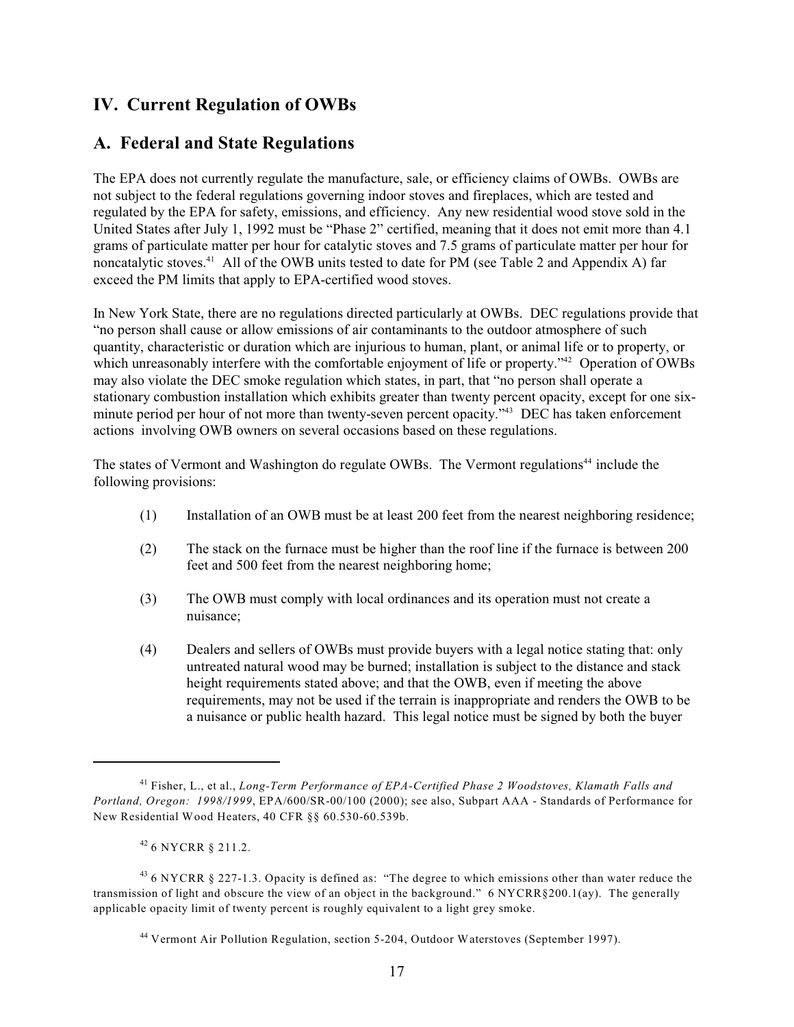## IV. Current Regulation of OWBs

## A. Federal and State Regulations

The EPA does not currently regulate the manufacture, sale, or efficiency claims of OWBs. OWBs are not subject to the federal regulations governing indoor stoves and fireplaces, which are tested and regulated by the EPA for safety, emissions, and efficiency. Any new residential wood stove sold in the United States after July 1, 1992 must be "Phase 2" certified, meaning that it does not emit more than 4.1 grams of particulate matter per hour for catalytic stoves and 7.5 grams of particulate matter per hour for noncatalytic stoves.[41] All of the OWB units tested to date for PM (see Table 2 and Appendix A) far exceed the PM limits that apply to EPA-certified wood stoves.

In New York State, there are no regulations directed particularly at OWBs. DEC regulations provide that "no person shall cause or allow emissions of air contaminants to the outdoor atmosphere of such quantity, characteristic or duration which are injurious to human, plant, or animal life or to property, or which unreasonably interfere with the comfortable enjoyment of life or property."[42] Operation of OWBs may also violate the DEC smoke regulation which states, in part, that "no person shall operate a stationary combustion installation which exhibits greater than twenty percent opacity, except for one six-minute period per hour of not more than twenty-seven percent opacity."[43] DEC has taken enforcement actions involving OWB owners on several occasions based on these regulations.

The states of Vermont and Washington do regulate OWBs. The Vermont regulations[44] include the following provisions:

(1) Installation of an OWB must be at least 200 feet from the nearest neighboring residence;

(2) The stack on the furnace must be higher than the roof line if the furnace is between 200 feet and 500 feet from the nearest neighboring home;

(3) The OWB must comply with local ordinances and its operation must not create a nuisance;

(4) Dealers and sellers of OWBs must provide buyers with a legal notice stating that: only untreated natural wood may be burned; installation is subject to the distance and stack height requirements stated above; and that the OWB, even if meeting the above requirements, may not be used if the terrain is inappropriate and renders the OWB to be a nuisance or public health hazard. This legal notice must be signed by both the buyer

---

[41] Fisher, L., et al., *Long-Term Performance of EPA-Certified Phase 2 Woodstoves, Klamath Falls and Portland, Oregon: 1998/1999*, EPA/600/SR-00/100 (2000); see also, Subpart AAA - Standards of Performance for New Residential Wood Heaters, 40 CFR §§ 60.530-60.539b.

[42] 6 NYCRR § 211.2.

[43] 6 NYCRR § 227-1.3. Opacity is defined as: "The degree to which emissions other than water reduce the transmission of light and obscure the view of an object in the background." 6 NYCRR§200.1(ay). The generally applicable opacity limit of twenty percent is roughly equivalent to a light grey smoke.

[44] Vermont Air Pollution Regulation, section 5-204, Outdoor Waterstoves (September 1997).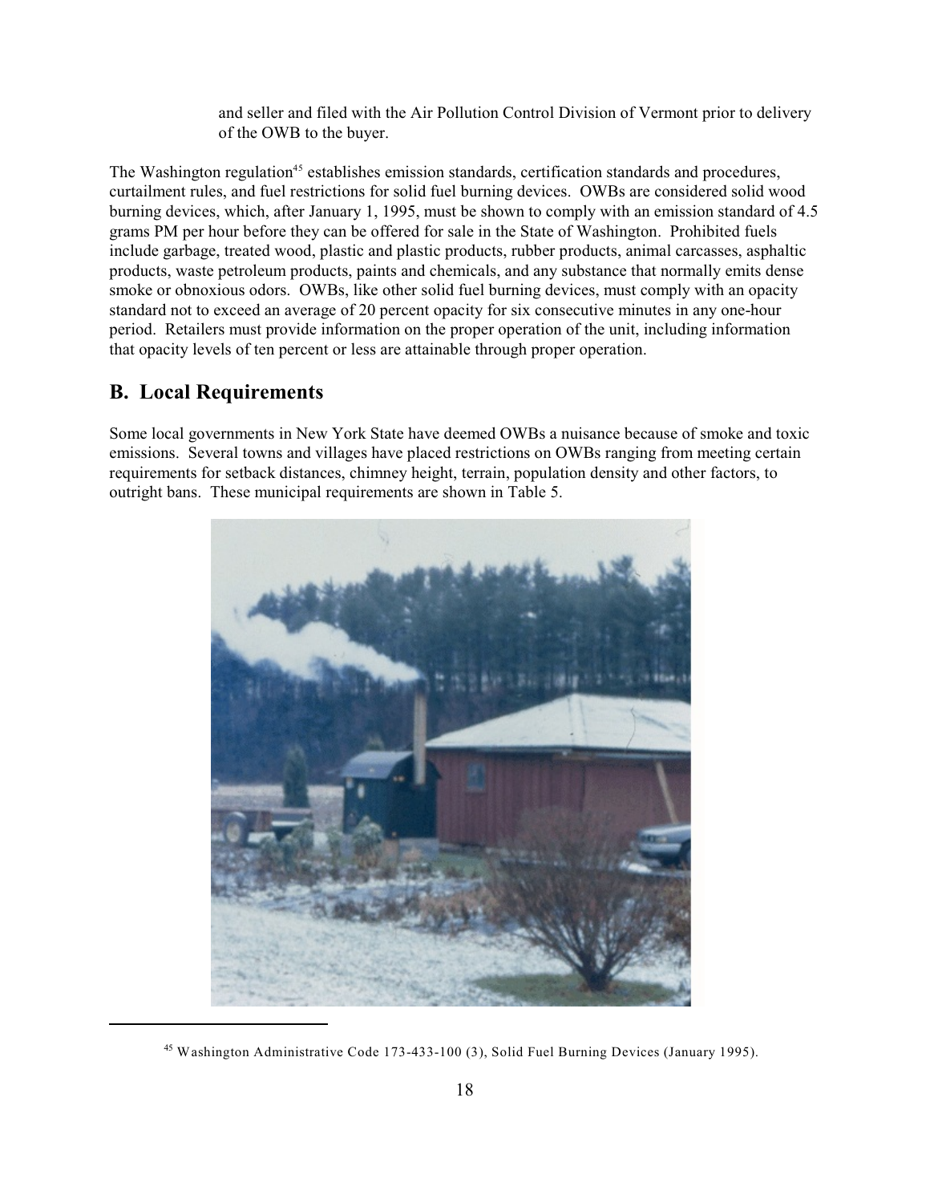and seller and filed with the Air Pollution Control Division of Vermont prior to delivery of the OWB to the buyer.

The Washington regulation[45] establishes emission standards, certification standards and procedures, curtailment rules, and fuel restrictions for solid fuel burning devices. OWBs are considered solid wood burning devices, which, after January 1, 1995, must be shown to comply with an emission standard of 4.5 grams PM per hour before they can be offered for sale in the State of Washington. Prohibited fuels include garbage, treated wood, plastic and plastic products, rubber products, animal carcasses, asphaltic products, waste petroleum products, paints and chemicals, and any substance that normally emits dense smoke or obnoxious odors. OWBs, like other solid fuel burning devices, must comply with an opacity standard not to exceed an average of 20 percent opacity for six consecutive minutes in any one-hour period. Retailers must provide information on the proper operation of the unit, including information that opacity levels of ten percent or less are attainable through proper operation.

## B. Local Requirements

Some local governments in New York State have deemed OWBs a nuisance because of smoke and toxic emissions. Several towns and villages have placed restrictions on OWBs ranging from meeting certain requirements for setback distances, chimney height, terrain, population density and other factors, to outright bans. These municipal requirements are shown in Table 5.

---

[45] Washington Administrative Code 173-433-100 (3), Solid Fuel Burning Devices (January 1995).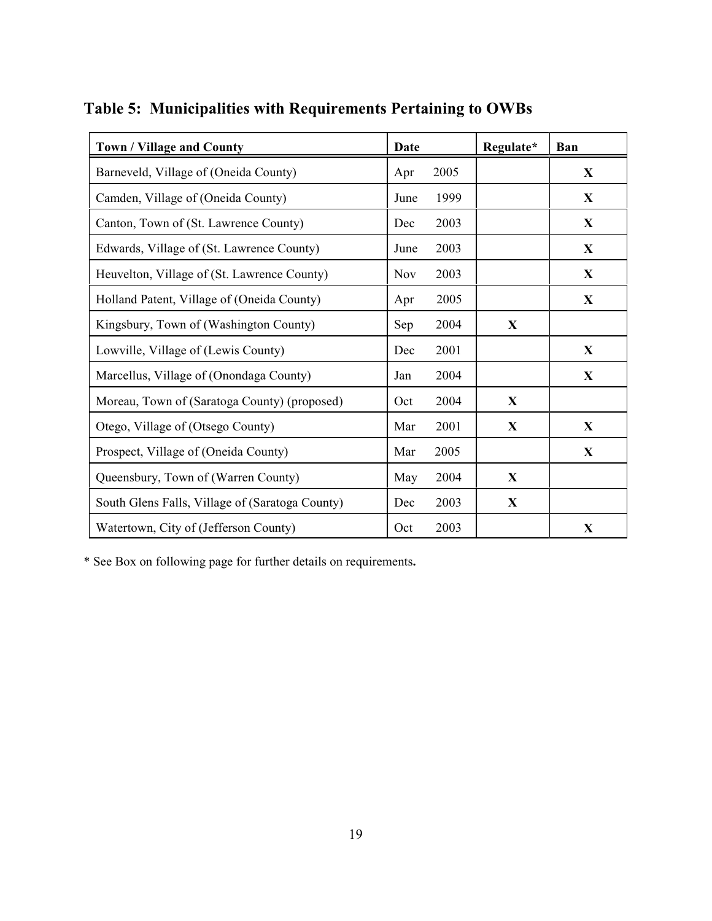## Table 5: Municipalities with Requirements Pertaining to OWBs

| Town / Village and County | Date | Regulate* | Ban |
|---|---|---|---|
| Barneveld, Village of (Oneida County) | Apr 2005 | | X |
| Camden, Village of (Oneida County) | June 1999 | | X |
| Canton, Town of (St. Lawrence County) | Dec 2003 | | X |
| Edwards, Village of (St. Lawrence County) | June 2003 | | X |
| Heuvelton, Village of (St. Lawrence County) | Nov 2003 | | X |
| Holland Patent, Village of (Oneida County) | Apr 2005 | | X |
| Kingsbury, Town of (Washington County) | Sep 2004 | X | |
| Lowville, Village of (Lewis County) | Dec 2001 | | X |
| Marcellus, Village of (Onondaga County) | Jan 2004 | | X |
| Moreau, Town of (Saratoga County) (proposed) | Oct 2004 | X | |
| Otego, Village of (Otsego County) | Mar 2001 | X | X |
| Prospect, Village of (Oneida County) | Mar 2005 | | X |
| Queensbury, Town of (Warren County) | May 2004 | X | |
| South Glens Falls, Village of (Saratoga County) | Dec 2003 | X | |
| Watertown, City of (Jefferson County) | Oct 2003 | | X |

* See Box on following page for further details on requirements.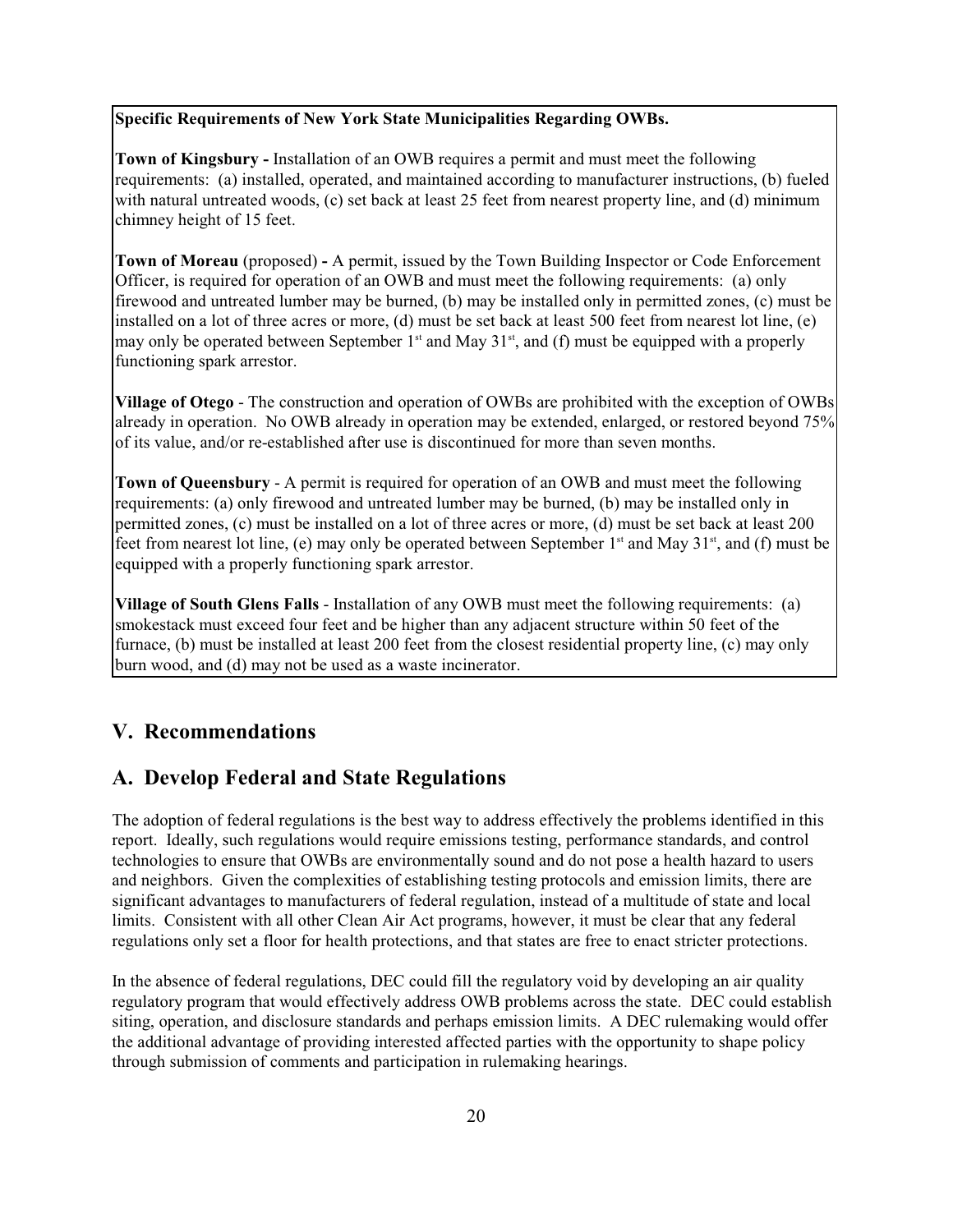**Specific Requirements of New York State Municipalities Regarding OWBs.**

**Town of Kingsbury -** Installation of an OWB requires a permit and must meet the following requirements: (a) installed, operated, and maintained according to manufacturer instructions, (b) fueled with natural untreated woods, (c) set back at least 25 feet from nearest property line, and (d) minimum chimney height of 15 feet.

**Town of Moreau** (proposed) **-** A permit, issued by the Town Building Inspector or Code Enforcement Officer, is required for operation of an OWB and must meet the following requirements: (a) only firewood and untreated lumber may be burned, (b) may be installed only in permitted zones, (c) must be installed on a lot of three acres or more, (d) must be set back at least 500 feet from nearest lot line, (e) may only be operated between September 1st and May 31st, and (f) must be equipped with a properly functioning spark arrestor.

**Village of Otego** - The construction and operation of OWBs are prohibited with the exception of OWBs already in operation. No OWB already in operation may be extended, enlarged, or restored beyond 75% of its value, and/or re-established after use is discontinued for more than seven months.

**Town of Queensbury** - A permit is required for operation of an OWB and must meet the following requirements: (a) only firewood and untreated lumber may be burned, (b) may be installed only in permitted zones, (c) must be installed on a lot of three acres or more, (d) must be set back at least 200 feet from nearest lot line, (e) may only be operated between September 1st and May 31st, and (f) must be equipped with a properly functioning spark arrestor.

**Village of South Glens Falls** - Installation of any OWB must meet the following requirements: (a) smokestack must exceed four feet and be higher than any adjacent structure within 50 feet of the furnace, (b) must be installed at least 200 feet from the closest residential property line, (c) may only burn wood, and (d) may not be used as a waste incinerator.

## V. Recommendations

## A. Develop Federal and State Regulations

The adoption of federal regulations is the best way to address effectively the problems identified in this report. Ideally, such regulations would require emissions testing, performance standards, and control technologies to ensure that OWBs are environmentally sound and do not pose a health hazard to users and neighbors. Given the complexities of establishing testing protocols and emission limits, there are significant advantages to manufacturers of federal regulation, instead of a multitude of state and local limits. Consistent with all other Clean Air Act programs, however, it must be clear that any federal regulations only set a floor for health protections, and that states are free to enact stricter protections.

In the absence of federal regulations, DEC could fill the regulatory void by developing an air quality regulatory program that would effectively address OWB problems across the state. DEC could establish siting, operation, and disclosure standards and perhaps emission limits. A DEC rulemaking would offer the additional advantage of providing interested affected parties with the opportunity to shape policy through submission of comments and participation in rulemaking hearings.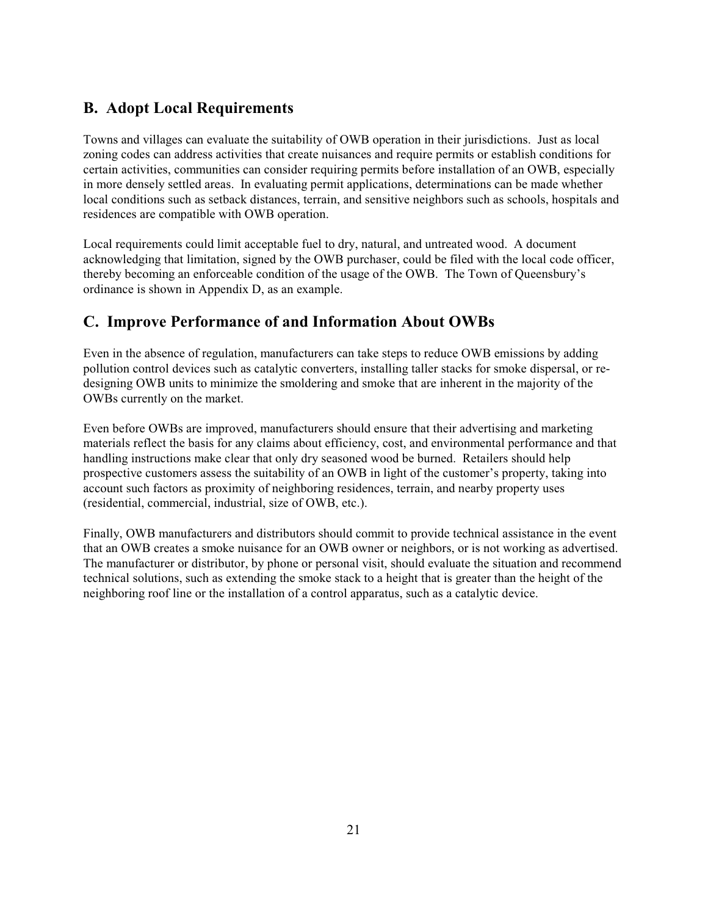## B. Adopt Local Requirements

Towns and villages can evaluate the suitability of OWB operation in their jurisdictions. Just as local zoning codes can address activities that create nuisances and require permits or establish conditions for certain activities, communities can consider requiring permits before installation of an OWB, especially in more densely settled areas. In evaluating permit applications, determinations can be made whether local conditions such as setback distances, terrain, and sensitive neighbors such as schools, hospitals and residences are compatible with OWB operation.

Local requirements could limit acceptable fuel to dry, natural, and untreated wood. A document acknowledging that limitation, signed by the OWB purchaser, could be filed with the local code officer, thereby becoming an enforceable condition of the usage of the OWB. The Town of Queensbury's ordinance is shown in Appendix D, as an example.

## C. Improve Performance of and Information About OWBs

Even in the absence of regulation, manufacturers can take steps to reduce OWB emissions by adding pollution control devices such as catalytic converters, installing taller stacks for smoke dispersal, or re-designing OWB units to minimize the smoldering and smoke that are inherent in the majority of the OWBs currently on the market.

Even before OWBs are improved, manufacturers should ensure that their advertising and marketing materials reflect the basis for any claims about efficiency, cost, and environmental performance and that handling instructions make clear that only dry seasoned wood be burned. Retailers should help prospective customers assess the suitability of an OWB in light of the customer's property, taking into account such factors as proximity of neighboring residences, terrain, and nearby property uses (residential, commercial, industrial, size of OWB, etc.).

Finally, OWB manufacturers and distributors should commit to provide technical assistance in the event that an OWB creates a smoke nuisance for an OWB owner or neighbors, or is not working as advertised. The manufacturer or distributor, by phone or personal visit, should evaluate the situation and recommend technical solutions, such as extending the smoke stack to a height that is greater than the height of the neighboring roof line or the installation of a control apparatus, such as a catalytic device.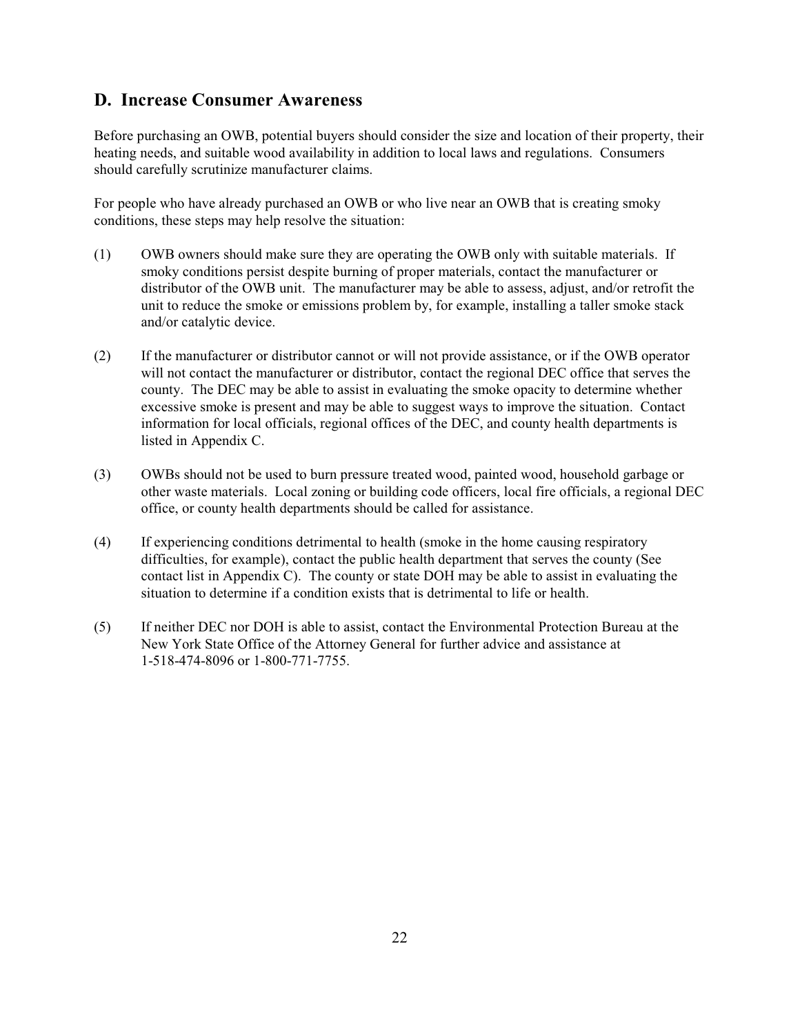## D. Increase Consumer Awareness

Before purchasing an OWB, potential buyers should consider the size and location of their property, their heating needs, and suitable wood availability in addition to local laws and regulations. Consumers should carefully scrutinize manufacturer claims.

For people who have already purchased an OWB or who live near an OWB that is creating smoky conditions, these steps may help resolve the situation:

(1) OWB owners should make sure they are operating the OWB only with suitable materials. If smoky conditions persist despite burning of proper materials, contact the manufacturer or distributor of the OWB unit. The manufacturer may be able to assess, adjust, and/or retrofit the unit to reduce the smoke or emissions problem by, for example, installing a taller smoke stack and/or catalytic device.

(2) If the manufacturer or distributor cannot or will not provide assistance, or if the OWB operator will not contact the manufacturer or distributor, contact the regional DEC office that serves the county. The DEC may be able to assist in evaluating the smoke opacity to determine whether excessive smoke is present and may be able to suggest ways to improve the situation. Contact information for local officials, regional offices of the DEC, and county health departments is listed in Appendix C.

(3) OWBs should not be used to burn pressure treated wood, painted wood, household garbage or other waste materials. Local zoning or building code officers, local fire officials, a regional DEC office, or county health departments should be called for assistance.

(4) If experiencing conditions detrimental to health (smoke in the home causing respiratory difficulties, for example), contact the public health department that serves the county (See contact list in Appendix C). The county or state DOH may be able to assist in evaluating the situation to determine if a condition exists that is detrimental to life or health.

(5) If neither DEC nor DOH is able to assist, contact the Environmental Protection Bureau at the New York State Office of the Attorney General for further advice and assistance at 1-518-474-8096 or 1-800-771-7755.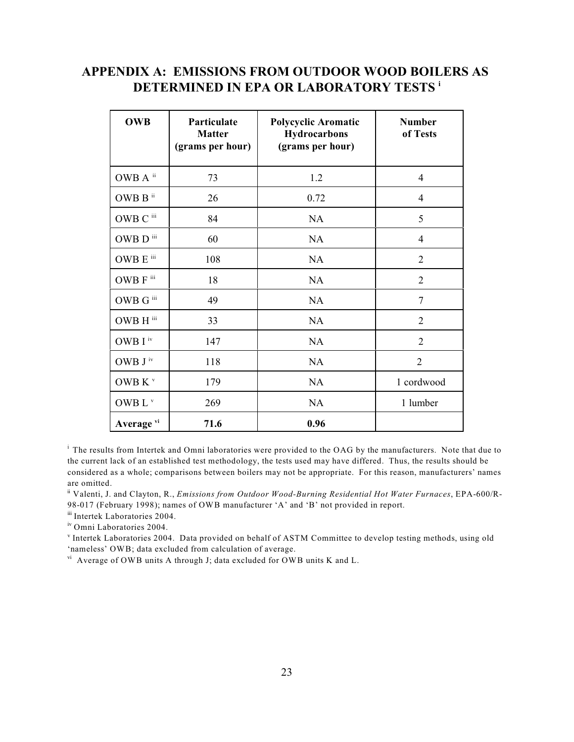# APPENDIX A: EMISSIONS FROM OUTDOOR WOOD BOILERS AS DETERMINED IN EPA OR LABORATORY TESTS [i]

| OWB | Particulate Matter (grams per hour) | Polycyclic Aromatic Hydrocarbons (grams per hour) | Number of Tests |
|---|---|---|---|
| OWB A [ii] | 73 | 1.2 | 4 |
| OWB B [ii] | 26 | 0.72 | 4 |
| OWB C [iii] | 84 | NA | 5 |
| OWB D [iii] | 60 | NA | 4 |
| OWB E [iii] | 108 | NA | 2 |
| OWB F [iii] | 18 | NA | 2 |
| OWB G [iii] | 49 | NA | 7 |
| OWB H [iii] | 33 | NA | 2 |
| OWB I [iv] | 147 | NA | 2 |
| OWB J [iv] | 118 | NA | 2 |
| OWB K [v] | 179 | NA | 1 cordwood |
| OWB L [v] | 269 | NA | 1 lumber |
| **Average [vi]** | **71.6** | **0.96** | |

[i] The results from Intertek and Omni laboratories were provided to the OAG by the manufacturers. Note that due to the current lack of an established test methodology, the tests used may have differed. Thus, the results should be considered as a whole; comparisons between boilers may not be appropriate. For this reason, manufacturers' names are omitted.

[ii] Valenti, J. and Clayton, R., *Emissions from Outdoor Wood-Burning Residential Hot Water Furnaces*, EPA-600/R-98-017 (February 1998); names of OWB manufacturer 'A' and 'B' not provided in report.

[iii] Intertek Laboratories 2004.

[iv] Omni Laboratories 2004.

[v] Intertek Laboratories 2004. Data provided on behalf of ASTM Committee to develop testing methods, using old 'nameless' OWB; data excluded from calculation of average.

[vi] Average of OWB units A through J; data excluded for OWB units K and L.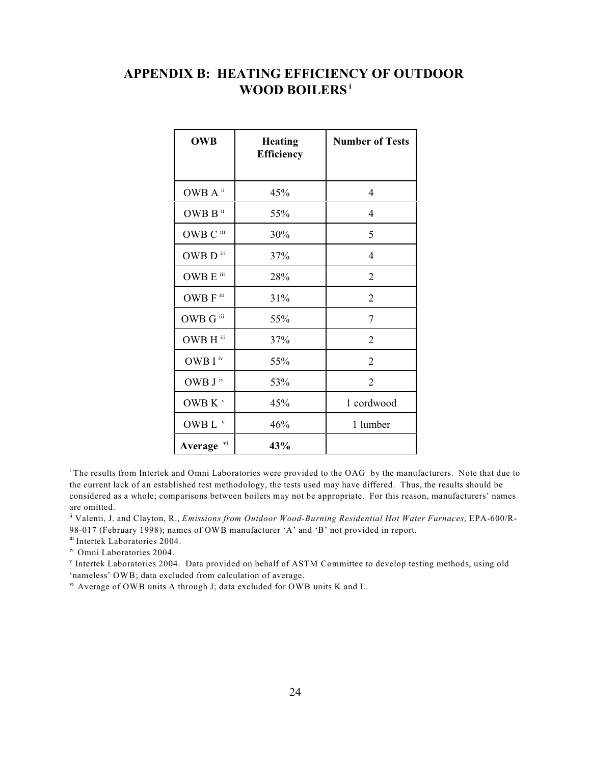# APPENDIX B: HEATING EFFICIENCY OF OUTDOOR WOOD BOILERS [i]

| OWB | Heating Efficiency | Number of Tests |
|---|---|---|
| OWB A [ii] | 45% | 4 |
| OWB B [ii] | 55% | 4 |
| OWB C [iii] | 30% | 5 |
| OWB D [iii] | 37% | 4 |
| OWB E [iii] | 28% | 2 |
| OWB F [iii] | 31% | 2 |
| OWB G [iii] | 55% | 7 |
| OWB H [iii] | 37% | 2 |
| OWB I [iv] | 55% | 2 |
| OWB J [iv] | 53% | 2 |
| OWB K [v] | 45% | 1 cordwood |
| OWB L [v] | 46% | 1 lumber |
| **Average** [vi] | **43%** | |

[i] The results from Intertek and Omni Laboratories were provided to the OAG by the manufacturers. Note that due to the current lack of an established test methodology, the tests used may have differed. Thus, the results should be considered as a whole; comparisons between boilers may not be appropriate. For this reason, manufacturers' names are omitted.

[ii] Valenti, J. and Clayton, R., *Emissions from Outdoor Wood-Burning Residential Hot Water Furnaces*, EPA-600/R-98-017 (February 1998); names of OWB manufacturer 'A' and 'B' not provided in report.

[iii] Intertek Laboratories 2004.

[iv] Omni Laboratories 2004.

[v] Intertek Laboratories 2004. Data provided on behalf of ASTM Committee to develop testing methods, using old 'nameless' OWB; data excluded from calculation of average.

[vi] Average of OWB units A through J; data excluded for OWB units K and L.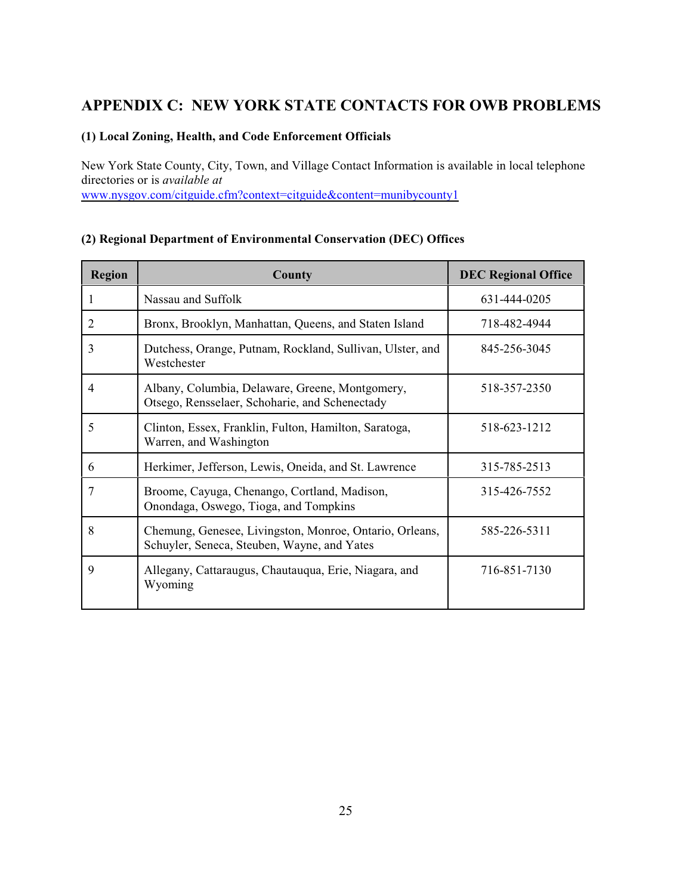## APPENDIX C: NEW YORK STATE CONTACTS FOR OWB PROBLEMS

### (1) Local Zoning, Health, and Code Enforcement Officials

New York State County, City, Town, and Village Contact Information is available in local telephone directories or is *available at* www.nysgov.com/citguide.cfm?context=citguide&content=munibycounty1

### (2) Regional Department of Environmental Conservation (DEC) Offices

| Region | County | DEC Regional Office |
|---|---|---|
| 1 | Nassau and Suffolk | 631-444-0205 |
| 2 | Bronx, Brooklyn, Manhattan, Queens, and Staten Island | 718-482-4944 |
| 3 | Dutchess, Orange, Putnam, Rockland, Sullivan, Ulster, and Westchester | 845-256-3045 |
| 4 | Albany, Columbia, Delaware, Greene, Montgomery, Otsego, Rensselaer, Schoharie, and Schenectady | 518-357-2350 |
| 5 | Clinton, Essex, Franklin, Fulton, Hamilton, Saratoga, Warren, and Washington | 518-623-1212 |
| 6 | Herkimer, Jefferson, Lewis, Oneida, and St. Lawrence | 315-785-2513 |
| 7 | Broome, Cayuga, Chenango, Cortland, Madison, Onondaga, Oswego, Tioga, and Tompkins | 315-426-7552 |
| 8 | Chemung, Genesee, Livingston, Monroe, Ontario, Orleans, Schuyler, Seneca, Steuben, Wayne, and Yates | 585-226-5311 |
| 9 | Allegany, Cattaraugus, Chautauqua, Erie, Niagara, and Wyoming | 716-851-7130 |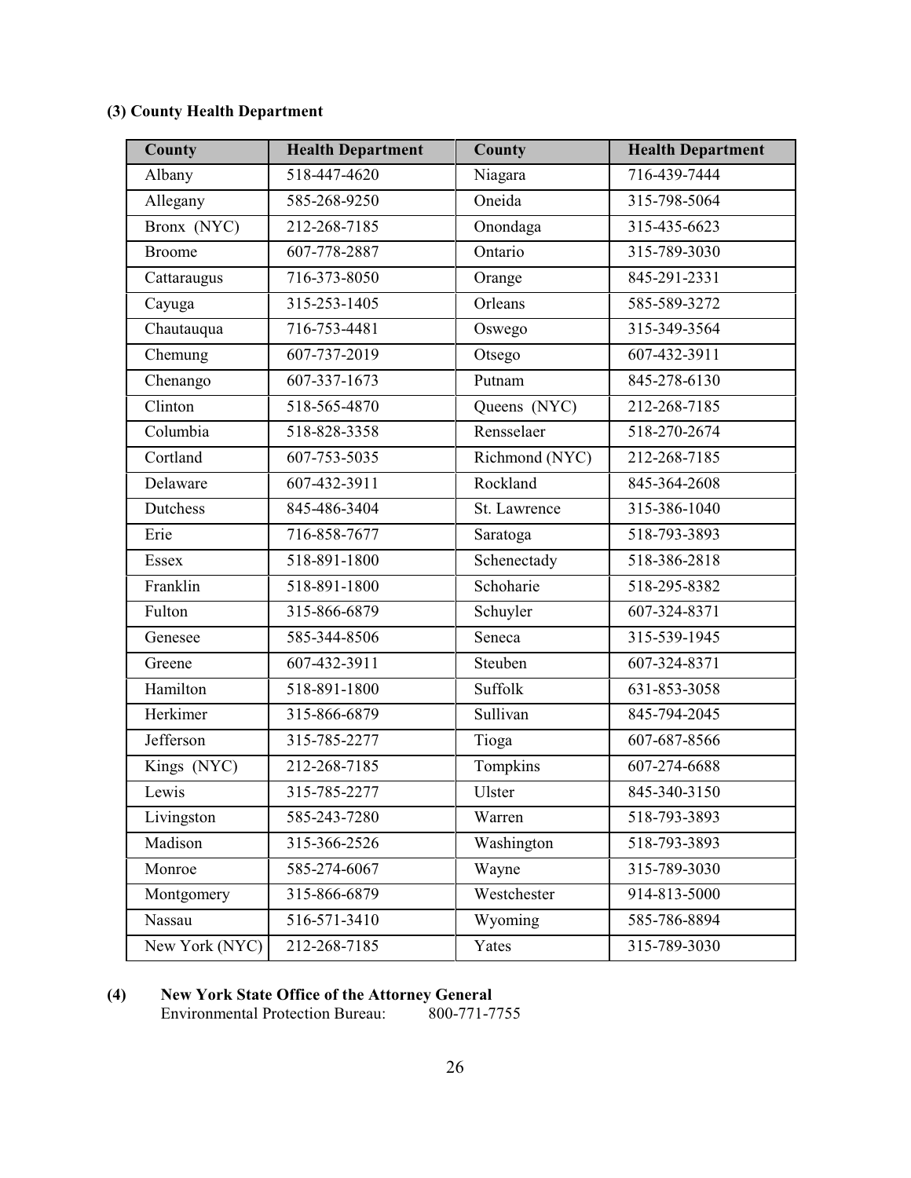**(3) County Health Department**

| County | Health Department | County | Health Department |
|---|---|---|---|
| Albany | 518-447-4620 | Niagara | 716-439-7444 |
| Allegany | 585-268-9250 | Oneida | 315-798-5064 |
| Bronx (NYC) | 212-268-7185 | Onondaga | 315-435-6623 |
| Broome | 607-778-2887 | Ontario | 315-789-3030 |
| Cattaraugus | 716-373-8050 | Orange | 845-291-2331 |
| Cayuga | 315-253-1405 | Orleans | 585-589-3272 |
| Chautauqua | 716-753-4481 | Oswego | 315-349-3564 |
| Chemung | 607-737-2019 | Otsego | 607-432-3911 |
| Chenango | 607-337-1673 | Putnam | 845-278-6130 |
| Clinton | 518-565-4870 | Queens (NYC) | 212-268-7185 |
| Columbia | 518-828-3358 | Rensselaer | 518-270-2674 |
| Cortland | 607-753-5035 | Richmond (NYC) | 212-268-7185 |
| Delaware | 607-432-3911 | Rockland | 845-364-2608 |
| Dutchess | 845-486-3404 | St. Lawrence | 315-386-1040 |
| Erie | 716-858-7677 | Saratoga | 518-793-3893 |
| Essex | 518-891-1800 | Schenectady | 518-386-2818 |
| Franklin | 518-891-1800 | Schoharie | 518-295-8382 |
| Fulton | 315-866-6879 | Schuyler | 607-324-8371 |
| Genesee | 585-344-8506 | Seneca | 315-539-1945 |
| Greene | 607-432-3911 | Steuben | 607-324-8371 |
| Hamilton | 518-891-1800 | Suffolk | 631-853-3058 |
| Herkimer | 315-866-6879 | Sullivan | 845-794-2045 |
| Jefferson | 315-785-2277 | Tioga | 607-687-8566 |
| Kings (NYC) | 212-268-7185 | Tompkins | 607-274-6688 |
| Lewis | 315-785-2277 | Ulster | 845-340-3150 |
| Livingston | 585-243-7280 | Warren | 518-793-3893 |
| Madison | 315-366-2526 | Washington | 518-793-3893 |
| Monroe | 585-274-6067 | Wayne | 315-789-3030 |
| Montgomery | 315-866-6879 | Westchester | 914-813-5000 |
| Nassau | 516-571-3410 | Wyoming | 585-786-8894 |
| New York (NYC) | 212-268-7185 | Yates | 315-789-3030 |

**(4) New York State Office of the Attorney General**

Environmental Protection Bureau: 800-771-7755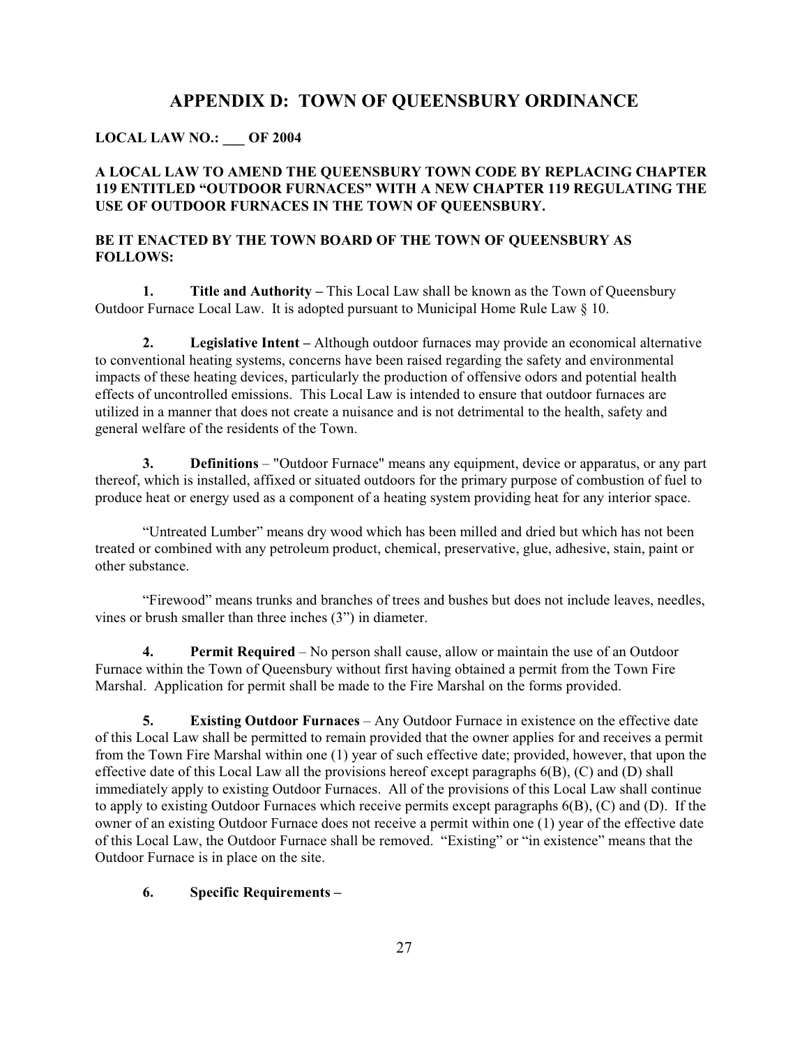# APPENDIX D: TOWN OF QUEENSBURY ORDINANCE

**LOCAL LAW NO.: \_\_\_ OF 2004**

**A LOCAL LAW TO AMEND THE QUEENSBURY TOWN CODE BY REPLACING CHAPTER 119 ENTITLED "OUTDOOR FURNACES" WITH A NEW CHAPTER 119 REGULATING THE USE OF OUTDOOR FURNACES IN THE TOWN OF QUEENSBURY.**

**BE IT ENACTED BY THE TOWN BOARD OF THE TOWN OF QUEENSBURY AS FOLLOWS:**

**1. Title and Authority –** This Local Law shall be known as the Town of Queensbury Outdoor Furnace Local Law. It is adopted pursuant to Municipal Home Rule Law § 10.

**2. Legislative Intent –** Although outdoor furnaces may provide an economical alternative to conventional heating systems, concerns have been raised regarding the safety and environmental impacts of these heating devices, particularly the production of offensive odors and potential health effects of uncontrolled emissions. This Local Law is intended to ensure that outdoor furnaces are utilized in a manner that does not create a nuisance and is not detrimental to the health, safety and general welfare of the residents of the Town.

**3. Definitions** – "Outdoor Furnace" means any equipment, device or apparatus, or any part thereof, which is installed, affixed or situated outdoors for the primary purpose of combustion of fuel to produce heat or energy used as a component of a heating system providing heat for any interior space.

"Untreated Lumber" means dry wood which has been milled and dried but which has not been treated or combined with any petroleum product, chemical, preservative, glue, adhesive, stain, paint or other substance.

"Firewood" means trunks and branches of trees and bushes but does not include leaves, needles, vines or brush smaller than three inches (3") in diameter.

**4. Permit Required** – No person shall cause, allow or maintain the use of an Outdoor Furnace within the Town of Queensbury without first having obtained a permit from the Town Fire Marshal. Application for permit shall be made to the Fire Marshal on the forms provided.

**5. Existing Outdoor Furnaces** – Any Outdoor Furnace in existence on the effective date of this Local Law shall be permitted to remain provided that the owner applies for and receives a permit from the Town Fire Marshal within one (1) year of such effective date; provided, however, that upon the effective date of this Local Law all the provisions hereof except paragraphs 6(B), (C) and (D) shall immediately apply to existing Outdoor Furnaces. All of the provisions of this Local Law shall continue to apply to existing Outdoor Furnaces which receive permits except paragraphs 6(B), (C) and (D). If the owner of an existing Outdoor Furnace does not receive a permit within one (1) year of the effective date of this Local Law, the Outdoor Furnace shall be removed. "Existing" or "in existence" means that the Outdoor Furnace is in place on the site.

**6. Specific Requirements –**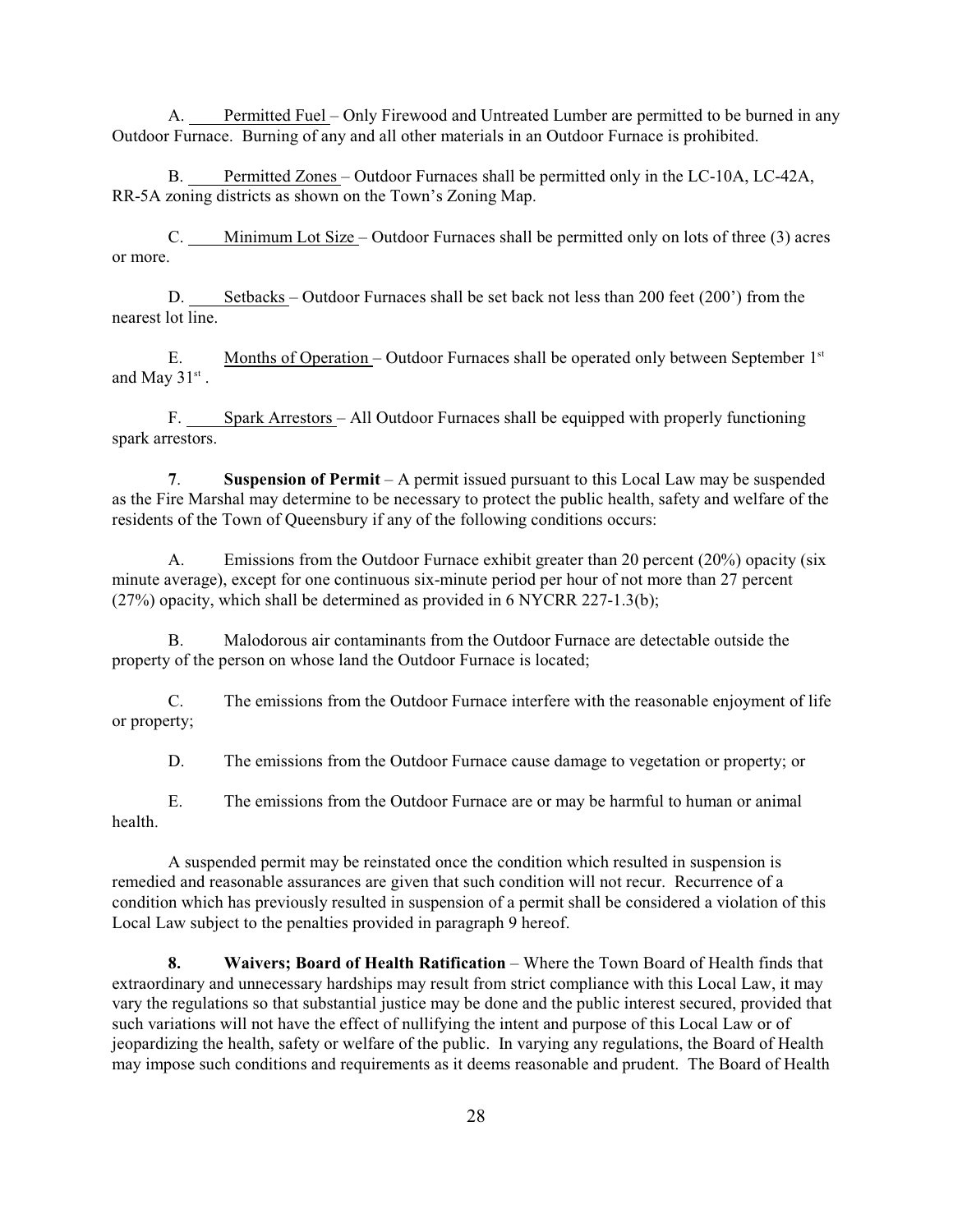A. Permitted Fuel – Only Firewood and Untreated Lumber are permitted to be burned in any Outdoor Furnace. Burning of any and all other materials in an Outdoor Furnace is prohibited.

B. Permitted Zones – Outdoor Furnaces shall be permitted only in the LC-10A, LC-42A, RR-5A zoning districts as shown on the Town's Zoning Map.

C. Minimum Lot Size – Outdoor Furnaces shall be permitted only on lots of three (3) acres or more.

D. Setbacks – Outdoor Furnaces shall be set back not less than 200 feet (200') from the nearest lot line.

E. Months of Operation – Outdoor Furnaces shall be operated only between September 1st and May 31st .

F. Spark Arrestors – All Outdoor Furnaces shall be equipped with properly functioning spark arrestors.

**7**. **Suspension of Permit** – A permit issued pursuant to this Local Law may be suspended as the Fire Marshal may determine to be necessary to protect the public health, safety and welfare of the residents of the Town of Queensbury if any of the following conditions occurs:

A. Emissions from the Outdoor Furnace exhibit greater than 20 percent (20%) opacity (six minute average), except for one continuous six-minute period per hour of not more than 27 percent (27%) opacity, which shall be determined as provided in 6 NYCRR 227-1.3(b);

B. Malodorous air contaminants from the Outdoor Furnace are detectable outside the property of the person on whose land the Outdoor Furnace is located;

C. The emissions from the Outdoor Furnace interfere with the reasonable enjoyment of life or property;

D. The emissions from the Outdoor Furnace cause damage to vegetation or property; or

E. The emissions from the Outdoor Furnace are or may be harmful to human or animal health.

A suspended permit may be reinstated once the condition which resulted in suspension is remedied and reasonable assurances are given that such condition will not recur. Recurrence of a condition which has previously resulted in suspension of a permit shall be considered a violation of this Local Law subject to the penalties provided in paragraph 9 hereof.

**8.** **Waivers; Board of Health Ratification** – Where the Town Board of Health finds that extraordinary and unnecessary hardships may result from strict compliance with this Local Law, it may vary the regulations so that substantial justice may be done and the public interest secured, provided that such variations will not have the effect of nullifying the intent and purpose of this Local Law or of jeopardizing the health, safety or welfare of the public. In varying any regulations, the Board of Health may impose such conditions and requirements as it deems reasonable and prudent. The Board of Health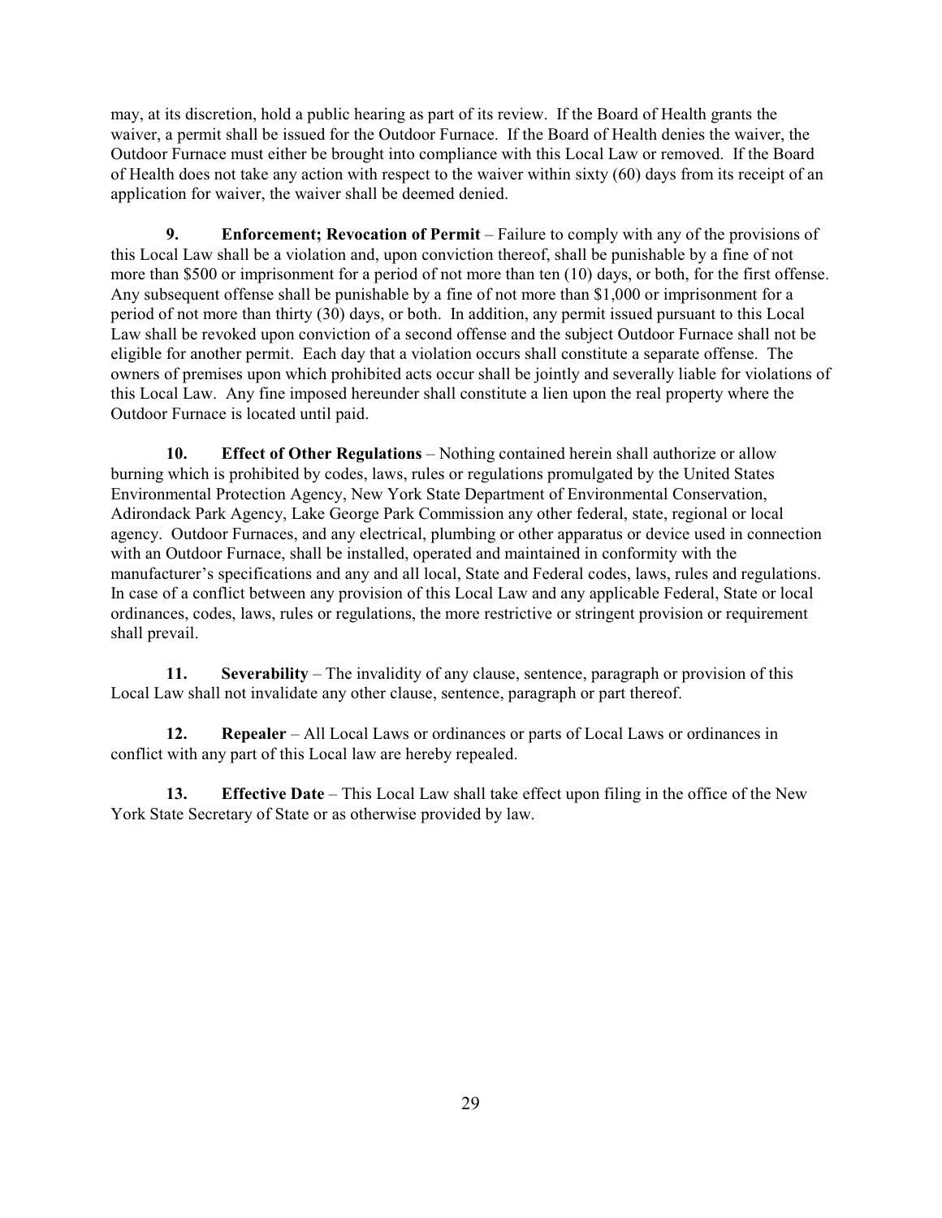may, at its discretion, hold a public hearing as part of its review. If the Board of Health grants the waiver, a permit shall be issued for the Outdoor Furnace. If the Board of Health denies the waiver, the Outdoor Furnace must either be brought into compliance with this Local Law or removed. If the Board of Health does not take any action with respect to the waiver within sixty (60) days from its receipt of an application for waiver, the waiver shall be deemed denied.

**9. Enforcement; Revocation of Permit** – Failure to comply with any of the provisions of this Local Law shall be a violation and, upon conviction thereof, shall be punishable by a fine of not more than $500 or imprisonment for a period of not more than ten (10) days, or both, for the first offense. Any subsequent offense shall be punishable by a fine of not more than $1,000 or imprisonment for a period of not more than thirty (30) days, or both. In addition, any permit issued pursuant to this Local Law shall be revoked upon conviction of a second offense and the subject Outdoor Furnace shall not be eligible for another permit. Each day that a violation occurs shall constitute a separate offense. The owners of premises upon which prohibited acts occur shall be jointly and severally liable for violations of this Local Law. Any fine imposed hereunder shall constitute a lien upon the real property where the Outdoor Furnace is located until paid.

**10. Effect of Other Regulations** – Nothing contained herein shall authorize or allow burning which is prohibited by codes, laws, rules or regulations promulgated by the United States Environmental Protection Agency, New York State Department of Environmental Conservation, Adirondack Park Agency, Lake George Park Commission any other federal, state, regional or local agency. Outdoor Furnaces, and any electrical, plumbing or other apparatus or device used in connection with an Outdoor Furnace, shall be installed, operated and maintained in conformity with the manufacturer's specifications and any and all local, State and Federal codes, laws, rules and regulations. In case of a conflict between any provision of this Local Law and any applicable Federal, State or local ordinances, codes, laws, rules or regulations, the more restrictive or stringent provision or requirement shall prevail.

**11. Severability** – The invalidity of any clause, sentence, paragraph or provision of this Local Law shall not invalidate any other clause, sentence, paragraph or part thereof.

**12. Repealer** – All Local Laws or ordinances or parts of Local Laws or ordinances in conflict with any part of this Local law are hereby repealed.

**13. Effective Date** – This Local Law shall take effect upon filing in the office of the New York State Secretary of State or as otherwise provided by law.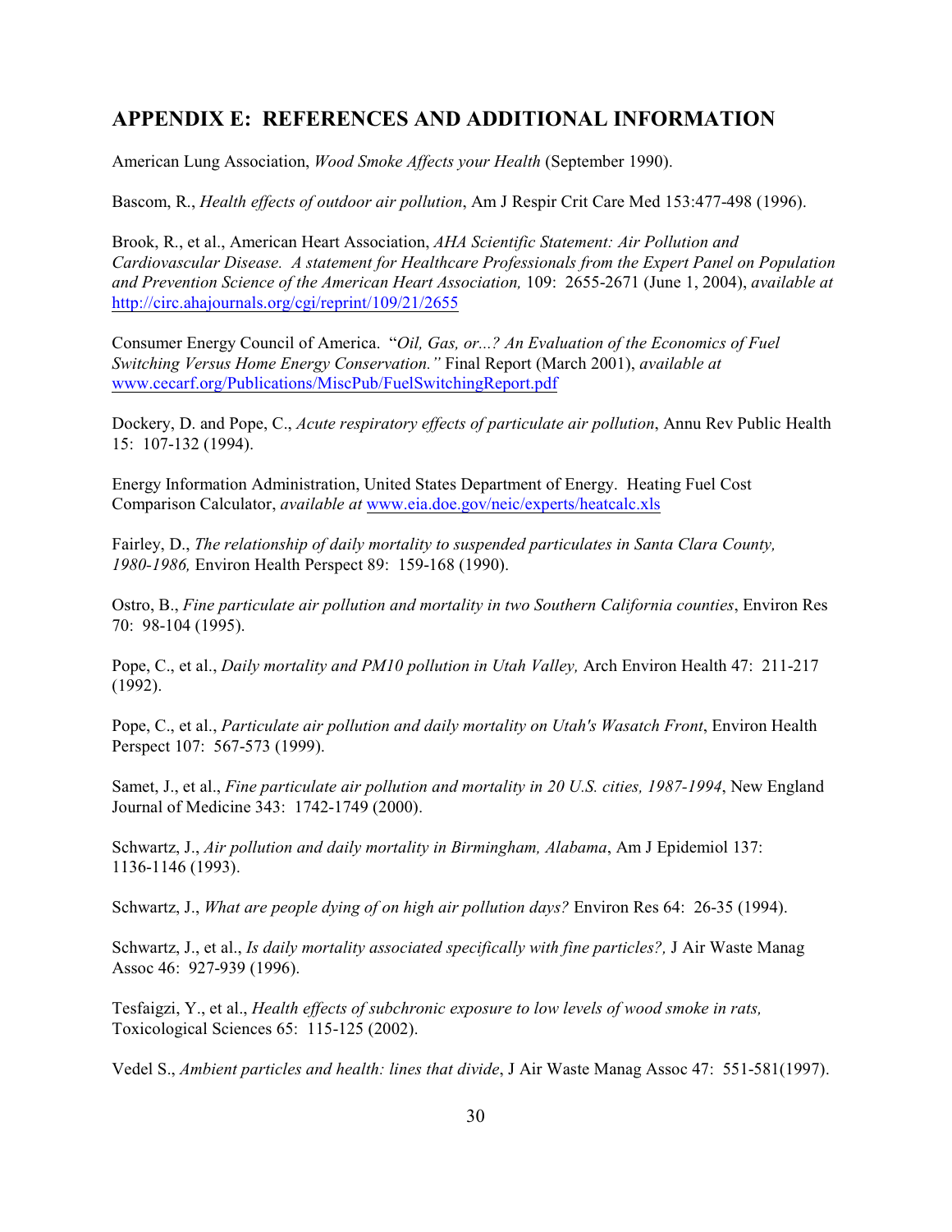## APPENDIX E: REFERENCES AND ADDITIONAL INFORMATION

American Lung Association, *Wood Smoke Affects your Health* (September 1990).

Bascom, R., *Health effects of outdoor air pollution*, Am J Respir Crit Care Med 153:477-498 (1996).

Brook, R., et al., American Heart Association, *AHA Scientific Statement: Air Pollution and Cardiovascular Disease. A statement for Healthcare Professionals from the Expert Panel on Population and Prevention Science of the American Heart Association,* 109: 2655-2671 (June 1, 2004), *available at* http://circ.ahajournals.org/cgi/reprint/109/21/2655

Consumer Energy Council of America. "*Oil, Gas, or...? An Evaluation of the Economics of Fuel Switching Versus Home Energy Conservation."* Final Report (March 2001), *available at* www.cecarf.org/Publications/MiscPub/FuelSwitchingReport.pdf

Dockery, D. and Pope, C., *Acute respiratory effects of particulate air pollution*, Annu Rev Public Health 15: 107-132 (1994).

Energy Information Administration, United States Department of Energy. Heating Fuel Cost Comparison Calculator, *available at* www.eia.doe.gov/neic/experts/heatcalc.xls

Fairley, D., *The relationship of daily mortality to suspended particulates in Santa Clara County, 1980-1986,* Environ Health Perspect 89: 159-168 (1990).

Ostro, B., *Fine particulate air pollution and mortality in two Southern California counties*, Environ Res 70: 98-104 (1995).

Pope, C., et al., *Daily mortality and PM10 pollution in Utah Valley,* Arch Environ Health 47: 211-217 (1992).

Pope, C., et al., *Particulate air pollution and daily mortality on Utah's Wasatch Front*, Environ Health Perspect 107: 567-573 (1999).

Samet, J., et al., *Fine particulate air pollution and mortality in 20 U.S. cities, 1987-1994*, New England Journal of Medicine 343: 1742-1749 (2000).

Schwartz, J., *Air pollution and daily mortality in Birmingham, Alabama*, Am J Epidemiol 137: 1136-1146 (1993).

Schwartz, J., *What are people dying of on high air pollution days?* Environ Res 64: 26-35 (1994).

Schwartz, J., et al., *Is daily mortality associated specifically with fine particles?,* J Air Waste Manag Assoc 46: 927-939 (1996).

Tesfaigzi, Y., et al., *Health effects of subchronic exposure to low levels of wood smoke in rats,* Toxicological Sciences 65: 115-125 (2002).

Vedel S., *Ambient particles and health: lines that divide*, J Air Waste Manag Assoc 47: 551-581(1997).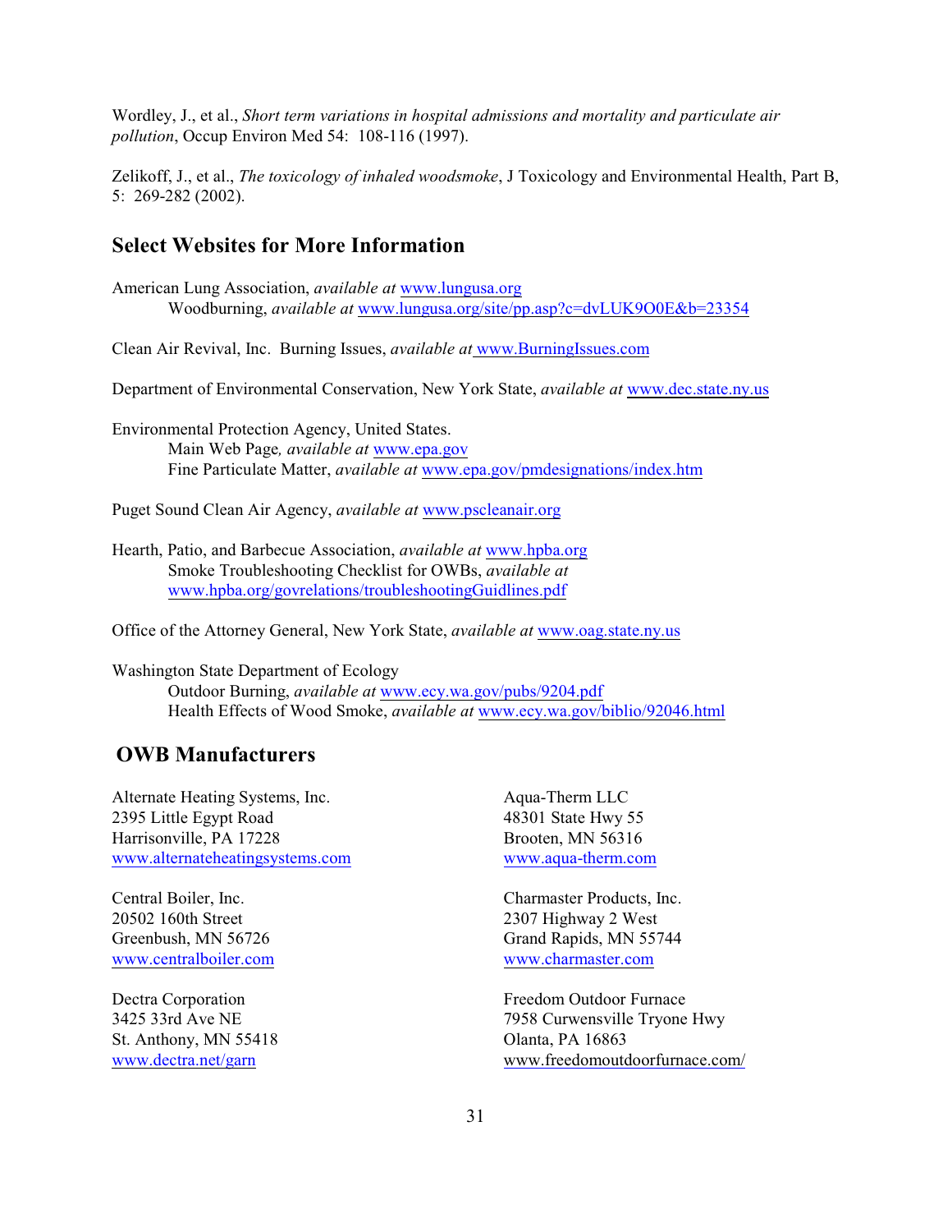Wordley, J., et al., *Short term variations in hospital admissions and mortality and particulate air pollution*, Occup Environ Med 54: 108-116 (1997).

Zelikoff, J., et al., *The toxicology of inhaled woodsmoke*, J Toxicology and Environmental Health, Part B, 5: 269-282 (2002).

## Select Websites for More Information

American Lung Association, *available at* www.lungusa.org
    Woodburning, *available at* www.lungusa.org/site/pp.asp?c=dvLUK9O0E&b=23354

Clean Air Revival, Inc. Burning Issues, *available at* www.BurningIssues.com

Department of Environmental Conservation, New York State, *available at* www.dec.state.ny.us

Environmental Protection Agency, United States.
    Main Web Page*, available at* www.epa.gov
    Fine Particulate Matter, *available at* www.epa.gov/pmdesignations/index.htm

Puget Sound Clean Air Agency, *available at* www.pscleanair.org

Hearth, Patio, and Barbecue Association, *available at* www.hpba.org
    Smoke Troubleshooting Checklist for OWBs, *available at* www.hpba.org/govrelations/troubleshootingGuidlines.pdf

Office of the Attorney General, New York State, *available at* www.oag.state.ny.us

Washington State Department of Ecology
    Outdoor Burning, *available at* www.ecy.wa.gov/pubs/9204.pdf
    Health Effects of Wood Smoke, *available at* www.ecy.wa.gov/biblio/92046.html

## OWB Manufacturers

Alternate Heating Systems, Inc.
2395 Little Egypt Road
Harrisonville, PA 17228
www.alternateheatingsystems.com

Aqua-Therm LLC
48301 State Hwy 55
Brooten, MN 56316
www.aqua-therm.com

Central Boiler, Inc.
20502 160th Street
Greenbush, MN 56726
www.centralboiler.com

Charmaster Products, Inc.
2307 Highway 2 West
Grand Rapids, MN 55744
www.charmaster.com

Dectra Corporation
3425 33rd Ave NE
St. Anthony, MN 55418
www.dectra.net/garn

Freedom Outdoor Furnace
7958 Curwensville Tryone Hwy
Olanta, PA 16863
www.freedomoutdoorfurnace.com/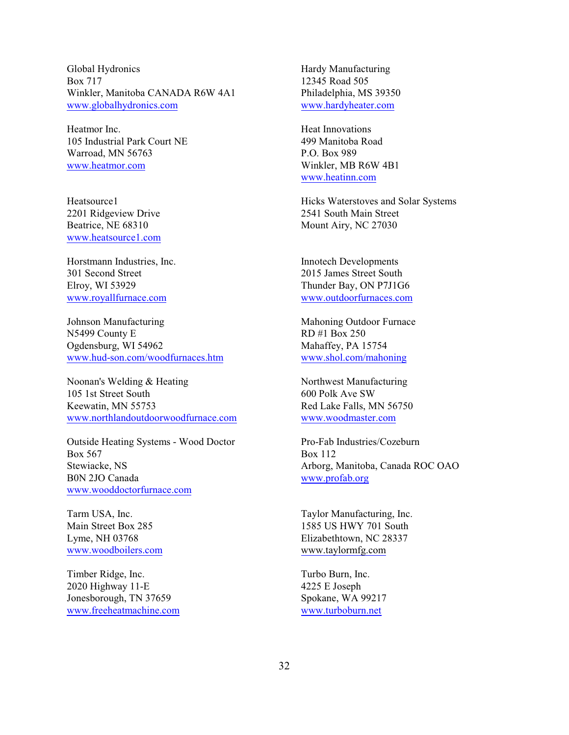Global Hydronics
Box 717
Winkler, Manitoba CANADA R6W 4A1
www.globalhydronics.com

Hardy Manufacturing
12345 Road 505
Philadelphia, MS 39350
www.hardyheater.com

Heatmor Inc.
105 Industrial Park Court NE
Warroad, MN 56763
www.heatmor.com

Heat Innovations
499 Manitoba Road
P.O. Box 989
Winkler, MB R6W 4B1
www.heatinn.com

Heatsource1
2201 Ridgeview Drive
Beatrice, NE 68310
www.heatsource1.com

Hicks Waterstoves and Solar Systems
2541 South Main Street
Mount Airy, NC 27030

Horstmann Industries, Inc.
301 Second Street
Elroy, WI 53929
www.royallfurnace.com

Innotech Developments
2015 James Street South
Thunder Bay, ON P7J1G6
www.outdoorfurnaces.com

Johnson Manufacturing
N5499 County E
Ogdensburg, WI 54962
www.hud-son.com/woodfurnaces.htm

Mahoning Outdoor Furnace
RD #1 Box 250
Mahaffey, PA 15754
www.shol.com/mahoning

Noonan's Welding & Heating
105 1st Street South
Keewatin, MN 55753
www.northlandoutdoorwoodfurnace.com

Northwest Manufacturing
600 Polk Ave SW
Red Lake Falls, MN 56750
www.woodmaster.com

Outside Heating Systems - Wood Doctor
Box 567
Stewiacke, NS
B0N 2JO Canada
www.wooddoctorfurnace.com

Pro-Fab Industries/Cozeburn
Box 112
Arborg, Manitoba, Canada ROC OAO
www.profab.org

Tarm USA, Inc.
Main Street Box 285
Lyme, NH 03768
www.woodboilers.com

Taylor Manufacturing, Inc.
1585 US HWY 701 South
Elizabethtown, NC 28337
www.taylormfg.com

Timber Ridge, Inc.
2020 Highway 11-E
Jonesborough, TN 37659
www.freeheatmachine.com

Turbo Burn, Inc.
4225 E Joseph
Spokane, WA 99217
www.turboburn.net